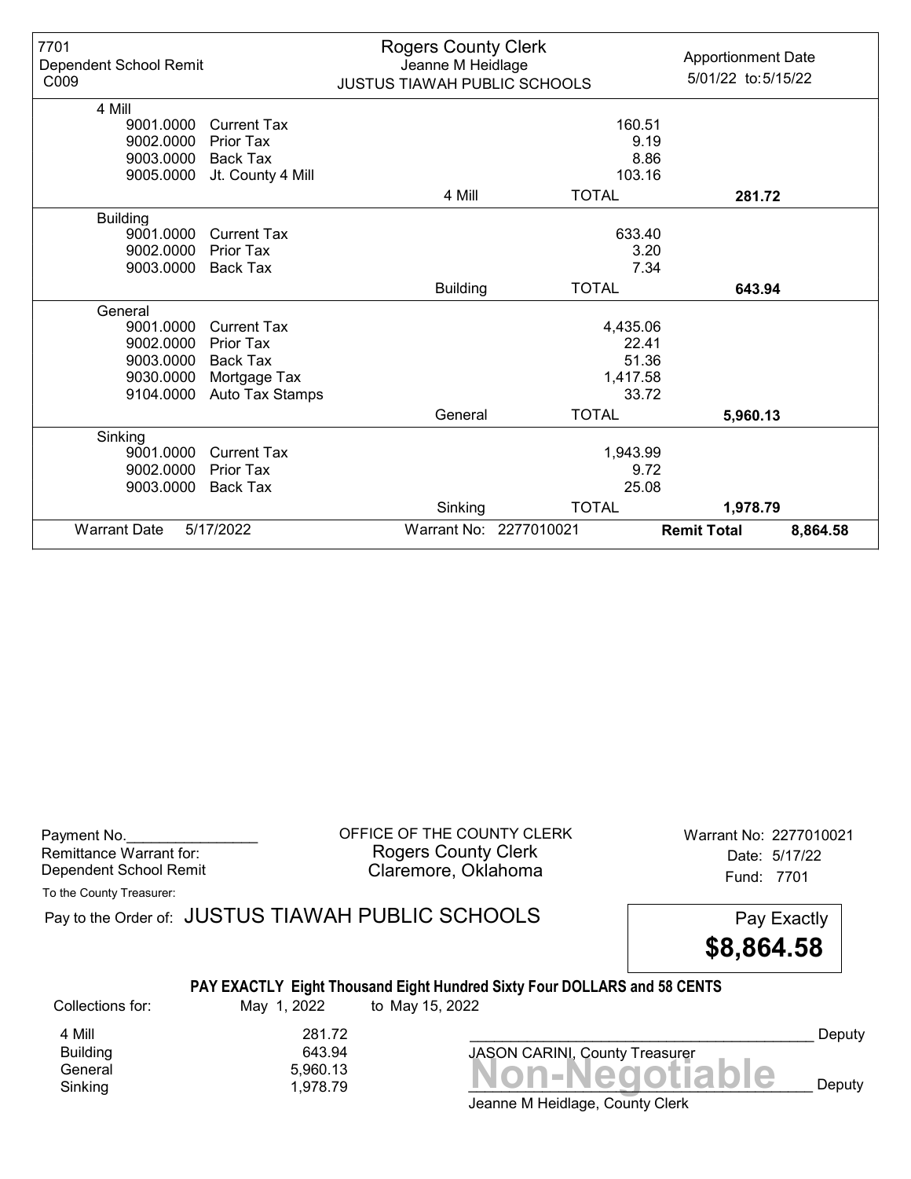7701
Dependent School Remit
C009

**Rogers County Clerk**
Jeanne M Heidlage
JUSTUS TIAWAH PUBLIC SCHOOLS

Apportionment Date
5/01/22 to: 5/15/22

| Fund | Code | Description | | Amount | Total |
|---|---|---|---|---|---|
| 4 Mill | | | | | |
| | 9001.0000 | Current Tax | | 160.51 | |
| | 9002.0000 | Prior Tax | | 9.19 | |
| | 9003.0000 | Back Tax | | 8.86 | |
| | 9005.0000 | Jt. County 4 Mill | | 103.16 | |
| | | | 4 Mill | TOTAL | **281.72** |
| Building | | | | | |
| | 9001.0000 | Current Tax | | 633.40 | |
| | 9002.0000 | Prior Tax | | 3.20 | |
| | 9003.0000 | Back Tax | | 7.34 | |
| | | | Building | TOTAL | **643.94** |
| General | | | | | |
| | 9001.0000 | Current Tax | | 4,435.06 | |
| | 9002.0000 | Prior Tax | | 22.41 | |
| | 9003.0000 | Back Tax | | 51.36 | |
| | 9030.0000 | Mortgage Tax | | 1,417.58 | |
| | 9104.0000 | Auto Tax Stamps | | 33.72 | |
| | | | General | TOTAL | **5,960.13** |
| Sinking | | | | | |
| | 9001.0000 | Current Tax | | 1,943.99 | |
| | 9002.0000 | Prior Tax | | 9.72 | |
| | 9003.0000 | Back Tax | | 25.08 | |
| | | | Sinking | TOTAL | **1,978.79** |

Warrant Date 5/17/2022 | Warrant No: 2277010021 | **Remit Total** **8,864.58**

---

Payment No.________________
Remittance Warrant for:
Dependent School Remit

OFFICE OF THE COUNTY CLERK
Rogers County Clerk
Claremore, Oklahoma

Warrant No: 2277010021
Date: 5/17/22
Fund: 7701

To the County Treasurer:

Pay to the Order of: JUSTUS TIAWAH PUBLIC SCHOOLS

Pay Exactly
**$8,864.58**

**PAY EXACTLY Eight Thousand Eight Hundred Sixty Four DOLLARS and 58 CENTS**

Collections for: May 1, 2022 to May 15, 2022

| | |
|---|---|
| 4 Mill | 281.72 |
| Building | 643.94 |
| General | 5,960.13 |
| Sinking | 1,978.79 |

_________________________________________ Deputy
JASON CARINI, County Treasurer

**Non-Negotiable**

_________________________________________ Deputy
Jeanne M Heidlage, County Clerk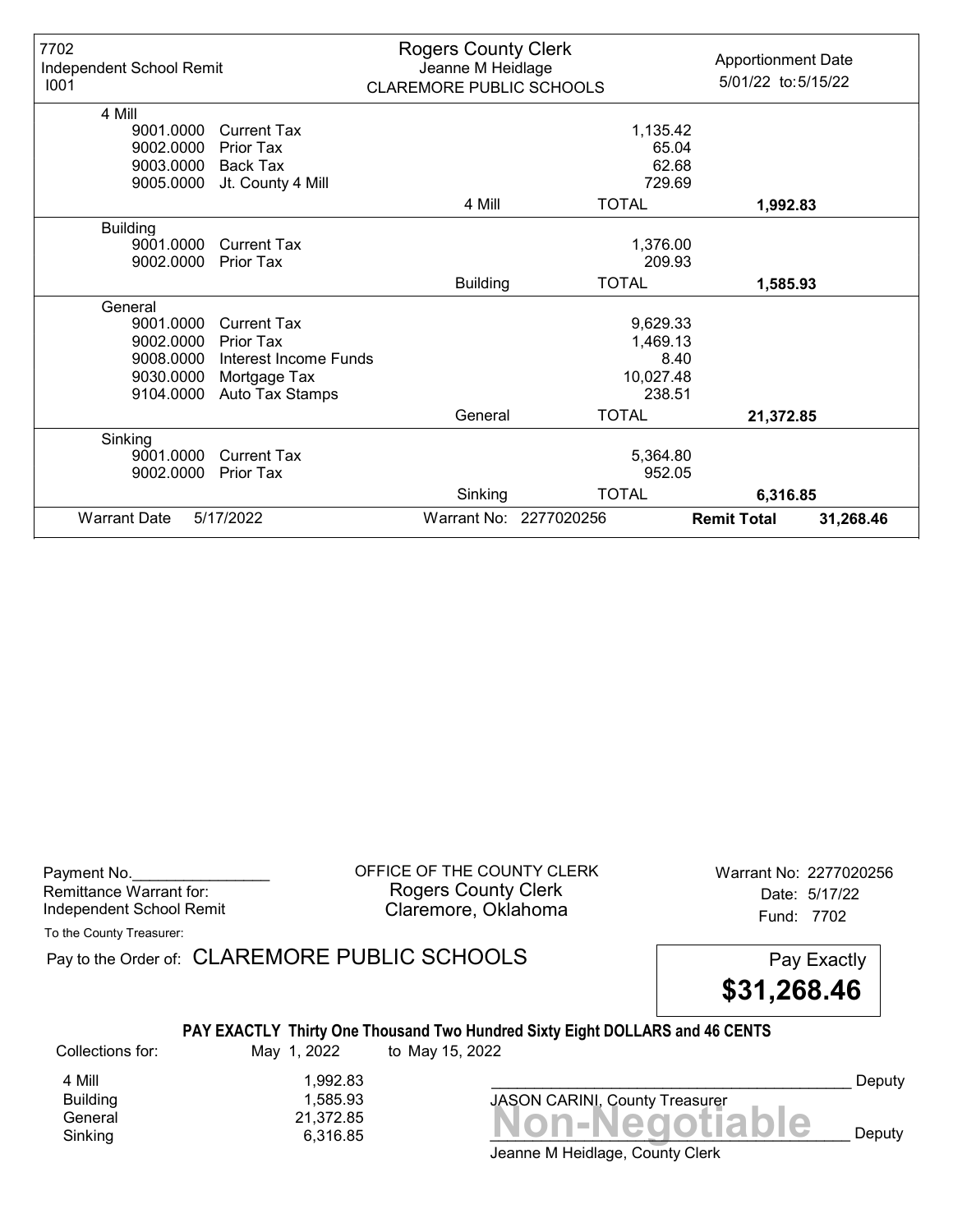| 7702<br>Independent School Remit<br>I001 | Rogers County Clerk<br>Jeanne M Heidlage<br>CLAREMORE PUBLIC SCHOOLS | | Apportionment Date<br>5/01/22 to: 5/15/22 |
|---|---|---|---|
| **4 Mill** | | | |
| 9001.0000 Current Tax | | 1,135.42 | |
| 9002.0000 Prior Tax | | 65.04 | |
| 9003.0000 Back Tax | | 62.68 | |
| 9005.0000 Jt. County 4 Mill | | 729.69 | |
| | 4 Mill | TOTAL | **1,992.83** |
| **Building** | | | |
| 9001.0000 Current Tax | | 1,376.00 | |
| 9002.0000 Prior Tax | | 209.93 | |
| | Building | TOTAL | **1,585.93** |
| **General** | | | |
| 9001.0000 Current Tax | | 9,629.33 | |
| 9002.0000 Prior Tax | | 1,469.13 | |
| 9008.0000 Interest Income Funds | | 8.40 | |
| 9030.0000 Mortgage Tax | | 10,027.48 | |
| 9104.0000 Auto Tax Stamps | | 238.51 | |
| | General | TOTAL | **21,372.85** |
| **Sinking** | | | |
| 9001.0000 Current Tax | | 5,364.80 | |
| 9002.0000 Prior Tax | | 952.05 | |
| | Sinking | TOTAL | **6,316.85** |
| Warrant Date 5/17/2022 | Warrant No: 2277020256 | **Remit Total** | **31,268.46** |

Payment No.________________
Remittance Warrant for:
Independent School Remit

OFFICE OF THE COUNTY CLERK
Rogers County Clerk
Claremore, Oklahoma

Warrant No: 2277020256
Date: 5/17/22
Fund: 7702

To the County Treasurer:

Pay to the Order of: CLAREMORE PUBLIC SCHOOLS

Pay Exactly **$31,268.46**

**PAY EXACTLY Thirty One Thousand Two Hundred Sixty Eight DOLLARS and 46 CENTS**

Collections for: May 1, 2022 to May 15, 2022

| | |
|---|---|
| 4 Mill | 1,992.83 |
| Building | 1,585.93 |
| General | 21,372.85 |
| Sinking | 6,316.85 |

__________________________________________ Deputy
JASON CARINI, County Treasurer

Non-Negotiable

__________________________________________ Deputy
Jeanne M Heidlage, County Clerk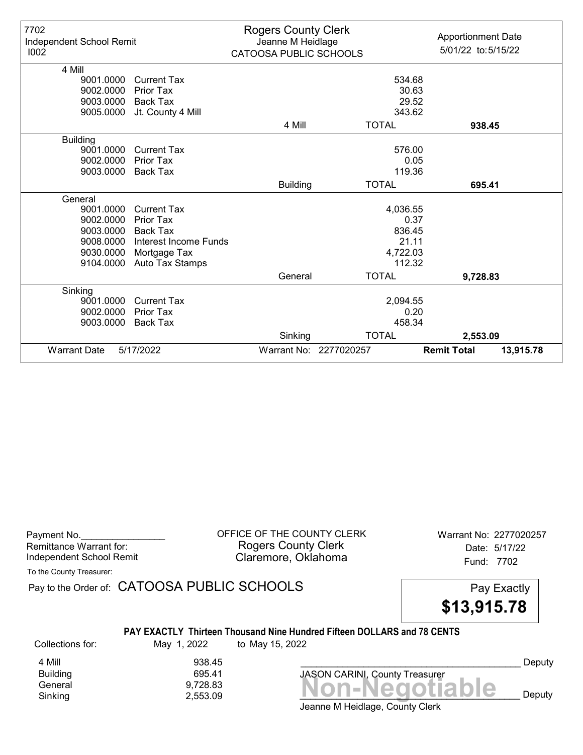7702
Independent School Remit
I002

**Rogers County Clerk**
Jeanne M Heidlage
CATOOSA PUBLIC SCHOOLS

Apportionment Date
5/01/22 to: 5/15/22

| Code | Description | | Amount | Total |
|---|---|---|---|---|
| **4 Mill** | | | | |
| 9001.0000 | Current Tax | | 534.68 | |
| 9002.0000 | Prior Tax | | 30.63 | |
| 9003.0000 | Back Tax | | 29.52 | |
| 9005.0000 | Jt. County 4 Mill | | 343.62 | |
| | | 4 Mill | TOTAL | **938.45** |
| **Building** | | | | |
| 9001.0000 | Current Tax | | 576.00 | |
| 9002.0000 | Prior Tax | | 0.05 | |
| 9003.0000 | Back Tax | | 119.36 | |
| | | Building | TOTAL | **695.41** |
| **General** | | | | |
| 9001.0000 | Current Tax | | 4,036.55 | |
| 9002.0000 | Prior Tax | | 0.37 | |
| 9003.0000 | Back Tax | | 836.45 | |
| 9008.0000 | Interest Income Funds | | 21.11 | |
| 9030.0000 | Mortgage Tax | | 4,722.03 | |
| 9104.0000 | Auto Tax Stamps | | 112.32 | |
| | | General | TOTAL | **9,728.83** |
| **Sinking** | | | | |
| 9001.0000 | Current Tax | | 2,094.55 | |
| 9002.0000 | Prior Tax | | 0.20 | |
| 9003.0000 | Back Tax | | 458.34 | |
| | | Sinking | TOTAL | **2,553.09** |

Warrant Date 5/17/2022 — Warrant No: 2277020257 — **Remit Total 13,915.78**

---

Payment No.________________
Remittance Warrant for:
Independent School Remit

OFFICE OF THE COUNTY CLERK
Rogers County Clerk
Claremore, Oklahoma

Warrant No: 2277020257
Date: 5/17/22
Fund: 7702

To the County Treasurer:

Pay to the Order of: CATOOSA PUBLIC SCHOOLS

Pay Exactly **$13,915.78**

**PAY EXACTLY Thirteen Thousand Nine Hundred Fifteen DOLLARS and 78 CENTS**

Collections for: May 1, 2022 to May 15, 2022

| | |
|---|---|
| 4 Mill | 938.45 |
| Building | 695.41 |
| General | 9,728.83 |
| Sinking | 2,553.09 |

____________________________________ Deputy
JASON CARINI, County Treasurer

**Non-Negotiable**

____________________________________ Deputy
Jeanne M Heidlage, County Clerk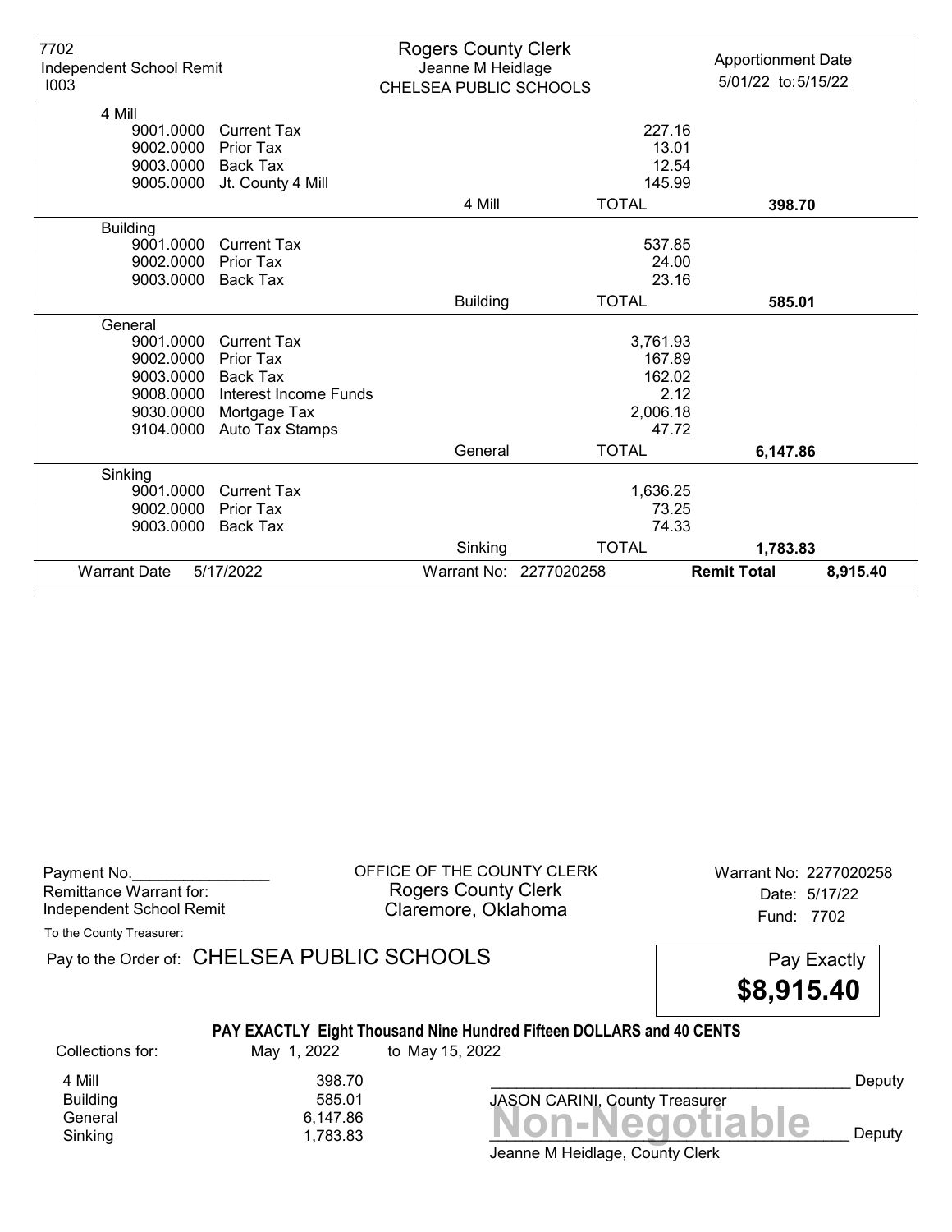7702
Independent School Remit
I003

**Rogers County Clerk**
Jeanne M Heidlage
CHELSEA PUBLIC SCHOOLS

Apportionment Date
5/01/22 to: 5/15/22

| | | | | |
|---|---|---|---|---|
| **4 Mill** | | | | |
| 9001.0000 | Current Tax | | 227.16 | |
| 9002.0000 | Prior Tax | | 13.01 | |
| 9003.0000 | Back Tax | | 12.54 | |
| 9005.0000 | Jt. County 4 Mill | | 145.99 | |
| | | 4 Mill | TOTAL | **398.70** |
| **Building** | | | | |
| 9001.0000 | Current Tax | | 537.85 | |
| 9002.0000 | Prior Tax | | 24.00 | |
| 9003.0000 | Back Tax | | 23.16 | |
| | | Building | TOTAL | **585.01** |
| **General** | | | | |
| 9001.0000 | Current Tax | | 3,761.93 | |
| 9002.0000 | Prior Tax | | 167.89 | |
| 9003.0000 | Back Tax | | 162.02 | |
| 9008.0000 | Interest Income Funds | | 2.12 | |
| 9030.0000 | Mortgage Tax | | 2,006.18 | |
| 9104.0000 | Auto Tax Stamps | | 47.72 | |
| | | General | TOTAL | **6,147.86** |
| **Sinking** | | | | |
| 9001.0000 | Current Tax | | 1,636.25 | |
| 9002.0000 | Prior Tax | | 73.25 | |
| 9003.0000 | Back Tax | | 74.33 | |
| | | Sinking | TOTAL | **1,783.83** |

Warrant Date 5/17/2022 | Warrant No: 2277020258 | **Remit Total** **8,915.40**

---

Payment No.________________
Remittance Warrant for:
Independent School Remit

OFFICE OF THE COUNTY CLERK
Rogers County Clerk
Claremore, Oklahoma

Warrant No: 2277020258
Date: 5/17/22
Fund: 7702

To the County Treasurer:

Pay to the Order of: CHELSEA PUBLIC SCHOOLS

Pay Exactly
**$8,915.40**

**PAY EXACTLY Eight Thousand Nine Hundred Fifteen DOLLARS and 40 CENTS**

Collections for: May 1, 2022 to May 15, 2022

| | |
|---|---|
| 4 Mill | 398.70 |
| Building | 585.01 |
| General | 6,147.86 |
| Sinking | 1,783.83 |

___________________________________ Deputy
JASON CARINI, County Treasurer

**Non-Negotiable**
___________________________________ Deputy
Jeanne M Heidlage, County Clerk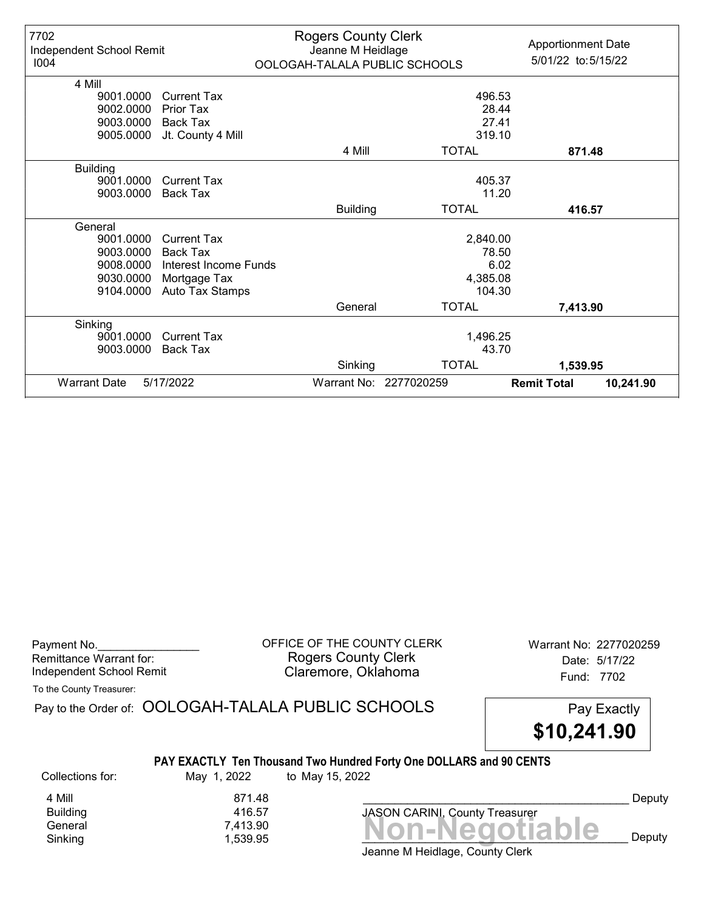| 7702 Independent School Remit I004 | Rogers County Clerk Jeanne M Heidlage OOLOGAH-TALALA PUBLIC SCHOOLS | | Apportionment Date 5/01/22 to: 5/15/22 |
|---|---|---|---|
| **4 Mill** | | | |
| 9001.0000 Current Tax | | 496.53 | |
| 9002.0000 Prior Tax | | 28.44 | |
| 9003.0000 Back Tax | | 27.41 | |
| 9005.0000 Jt. County 4 Mill | | 319.10 | |
| | 4 Mill | TOTAL | **871.48** |
| **Building** | | | |
| 9001.0000 Current Tax | | 405.37 | |
| 9003.0000 Back Tax | | 11.20 | |
| | Building | TOTAL | **416.57** |
| **General** | | | |
| 9001.0000 Current Tax | | 2,840.00 | |
| 9003.0000 Back Tax | | 78.50 | |
| 9008.0000 Interest Income Funds | | 6.02 | |
| 9030.0000 Mortgage Tax | | 4,385.08 | |
| 9104.0000 Auto Tax Stamps | | 104.30 | |
| | General | TOTAL | **7,413.90** |
| **Sinking** | | | |
| 9001.0000 Current Tax | | 1,496.25 | |
| 9003.0000 Back Tax | | 43.70 | |
| | Sinking | TOTAL | **1,539.95** |
| Warrant Date 5/17/2022 | Warrant No: 2277020259 | | **Remit Total** **10,241.90** |

Payment No.________________
Remittance Warrant for:
Independent School Remit

OFFICE OF THE COUNTY CLERK
Rogers County Clerk
Claremore, Oklahoma

Warrant No: 2277020259
Date: 5/17/22
Fund: 7702

To the County Treasurer:

Pay to the Order of: OOLOGAH-TALALA PUBLIC SCHOOLS

Pay Exactly **$10,241.90**

**PAY EXACTLY Ten Thousand Two Hundred Forty One DOLLARS and 90 CENTS**

Collections for: May 1, 2022 to May 15, 2022

| | |
|---|---|
| 4 Mill | 871.48 |
| Building | 416.57 |
| General | 7,413.90 |
| Sinking | 1,539.95 |

_________________________________________ Deputy
JASON CARINI, County Treasurer

**Non-Negotiable**

_________________________________________ Deputy
Jeanne M Heidlage, County Clerk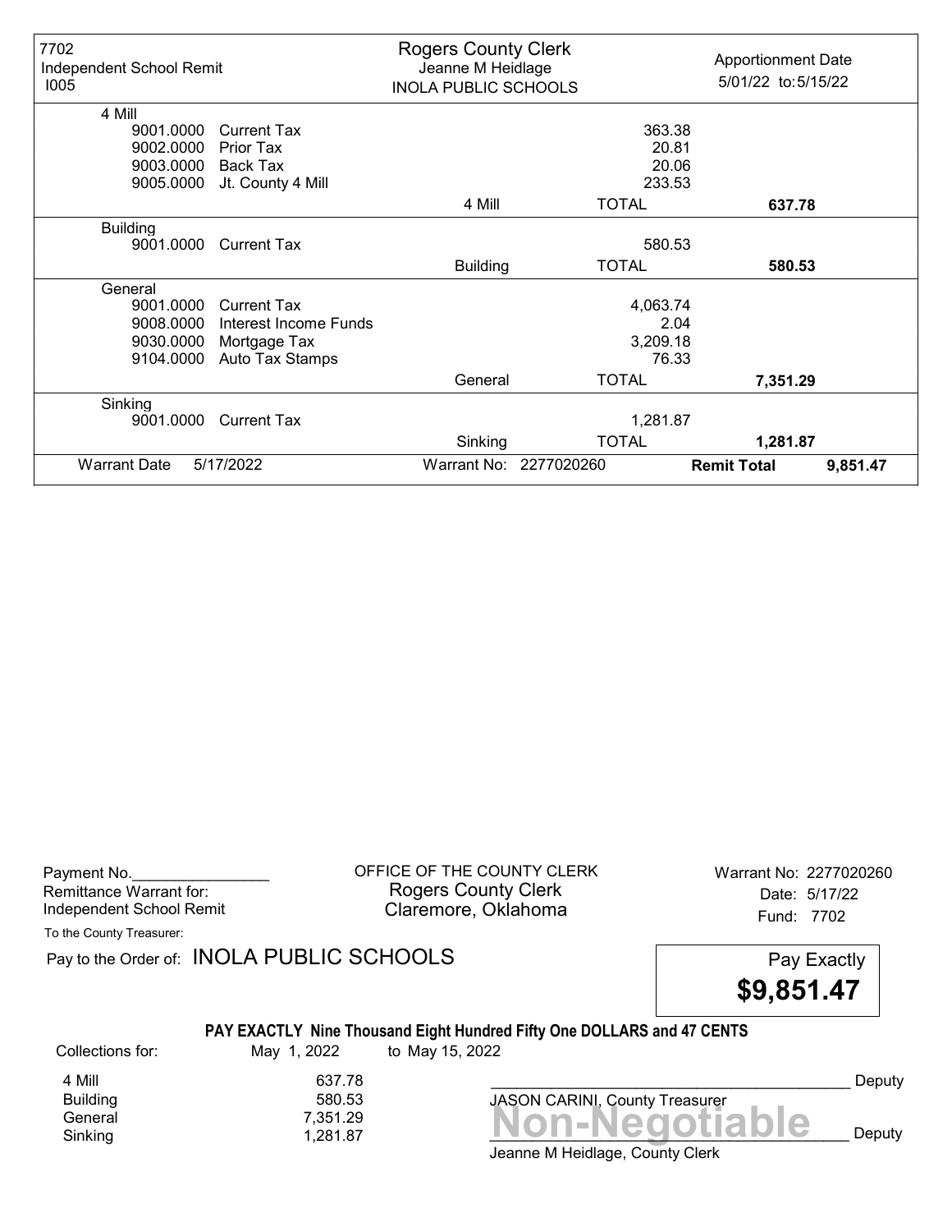| 7702 Independent School Remit I005 | Rogers County Clerk Jeanne M Heidlage INOLA PUBLIC SCHOOLS | | Apportionment Date 5/01/22 to: 5/15/22 | |
|---|---|---|---|---|
| **4 Mill** | | | | |
| 9001.0000 Current Tax | | 363.38 | | |
| 9002.0000 Prior Tax | | 20.81 | | |
| 9003.0000 Back Tax | | 20.06 | | |
| 9005.0000 Jt. County 4 Mill | | 233.53 | | |
| | 4 Mill | TOTAL | **637.78** | |
| **Building** | | | | |
| 9001.0000 Current Tax | | 580.53 | | |
| | Building | TOTAL | **580.53** | |
| **General** | | | | |
| 9001.0000 Current Tax | | 4,063.74 | | |
| 9008.0000 Interest Income Funds | | 2.04 | | |
| 9030.0000 Mortgage Tax | | 3,209.18 | | |
| 9104.0000 Auto Tax Stamps | | 76.33 | | |
| | General | TOTAL | **7,351.29** | |
| **Sinking** | | | | |
| 9001.0000 Current Tax | | 1,281.87 | | |
| | Sinking | TOTAL | **1,281.87** | |
| Warrant Date 5/17/2022 | Warrant No: 2277020260 | | **Remit Total** | **9,851.47** |

Payment No.________________
Remittance Warrant for:
Independent School Remit

OFFICE OF THE COUNTY CLERK
Rogers County Clerk
Claremore, Oklahoma

Warrant No: 2277020260
Date: 5/17/22
Fund: 7702

To the County Treasurer:

Pay to the Order of: INOLA PUBLIC SCHOOLS

Pay Exactly
**$9,851.47**

**PAY EXACTLY Nine Thousand Eight Hundred Fifty One DOLLARS and 47 CENTS**

Collections for: May 1, 2022 to May 15, 2022

| | |
|---|---|
| 4 Mill | 637.78 |
| Building | 580.53 |
| General | 7,351.29 |
| Sinking | 1,281.87 |

__________________________________________ Deputy
JASON CARINI, County Treasurer

**Non-Negotiable**

__________________________________________ Deputy
Jeanne M Heidlage, County Clerk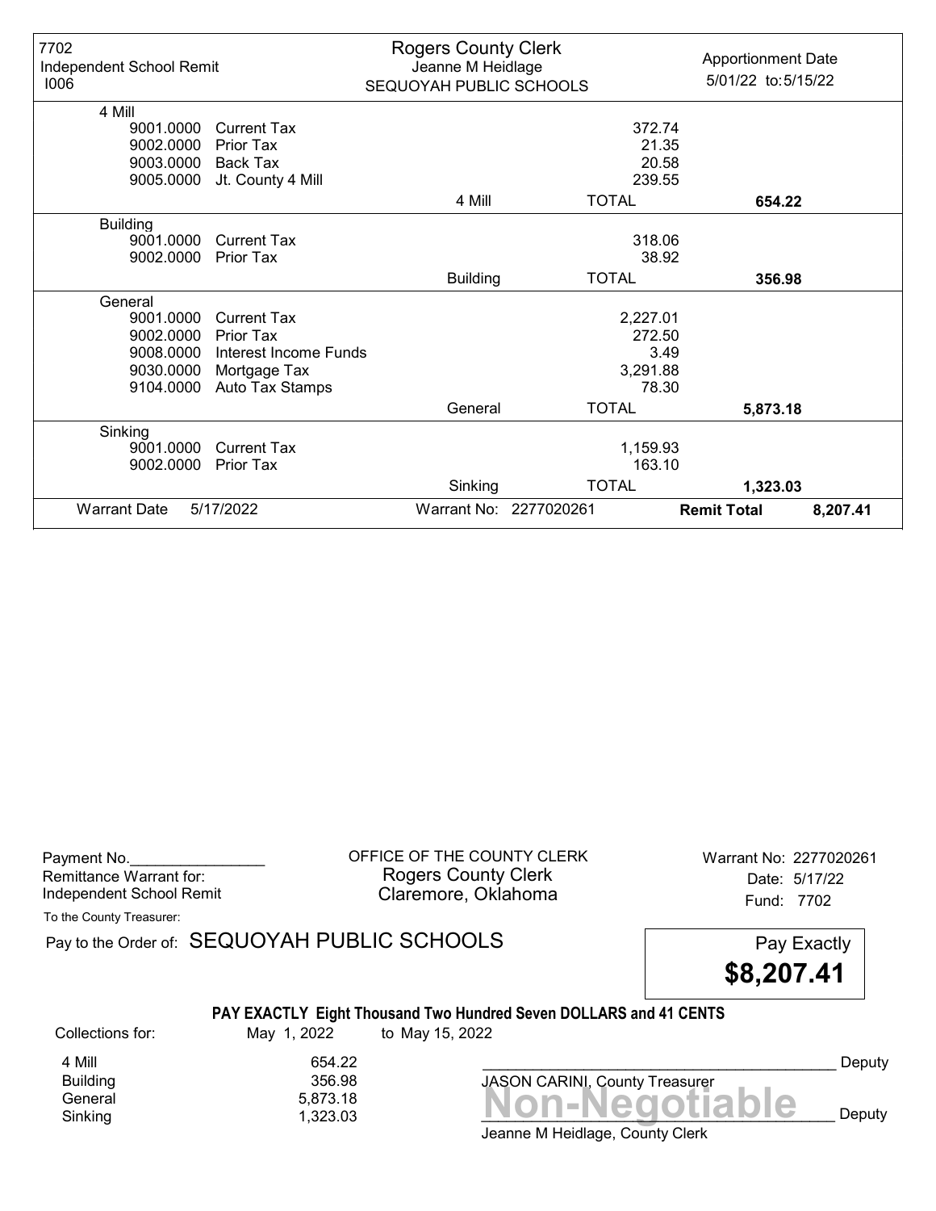7702
Independent School Remit
I006

**Rogers County Clerk**
Jeanne M Heidlage
SEQUOYAH PUBLIC SCHOOLS

Apportionment Date
5/01/22 to: 5/15/22

| Code | Description | | Amount | Total |
|---|---|---|---|---|
| **4 Mill** | | | | |
| 9001.0000 | Current Tax | | 372.74 | |
| 9002.0000 | Prior Tax | | 21.35 | |
| 9003.0000 | Back Tax | | 20.58 | |
| 9005.0000 | Jt. County 4 Mill | | 239.55 | |
| | | 4 Mill | TOTAL | **654.22** |
| **Building** | | | | |
| 9001.0000 | Current Tax | | 318.06 | |
| 9002.0000 | Prior Tax | | 38.92 | |
| | | Building | TOTAL | **356.98** |
| **General** | | | | |
| 9001.0000 | Current Tax | | 2,227.01 | |
| 9002.0000 | Prior Tax | | 272.50 | |
| 9008.0000 | Interest Income Funds | | 3.49 | |
| 9030.0000 | Mortgage Tax | | 3,291.88 | |
| 9104.0000 | Auto Tax Stamps | | 78.30 | |
| | | General | TOTAL | **5,873.18** |
| **Sinking** | | | | |
| 9001.0000 | Current Tax | | 1,159.93 | |
| 9002.0000 | Prior Tax | | 163.10 | |
| | | Sinking | TOTAL | **1,323.03** |

Warrant Date 5/17/2022 | Warrant No: 2277020261 | **Remit Total** **8,207.41**

---

Payment No.________________
Remittance Warrant for:
Independent School Remit

OFFICE OF THE COUNTY CLERK
Rogers County Clerk
Claremore, Oklahoma

Warrant No: 2277020261
Date: 5/17/22
Fund: 7702

To the County Treasurer:

Pay to the Order of: SEQUOYAH PUBLIC SCHOOLS

Pay Exactly
**$8,207.41**

**PAY EXACTLY Eight Thousand Two Hundred Seven DOLLARS and 41 CENTS**

Collections for: May 1, 2022 to May 15, 2022

| | |
|---|---|
| 4 Mill | 654.22 |
| Building | 356.98 |
| General | 5,873.18 |
| Sinking | 1,323.03 |

__________________________________________ Deputy
JASON CARINI, County Treasurer

**Non-Negotiable**
__________________________________________ Deputy
Jeanne M Heidlage, County Clerk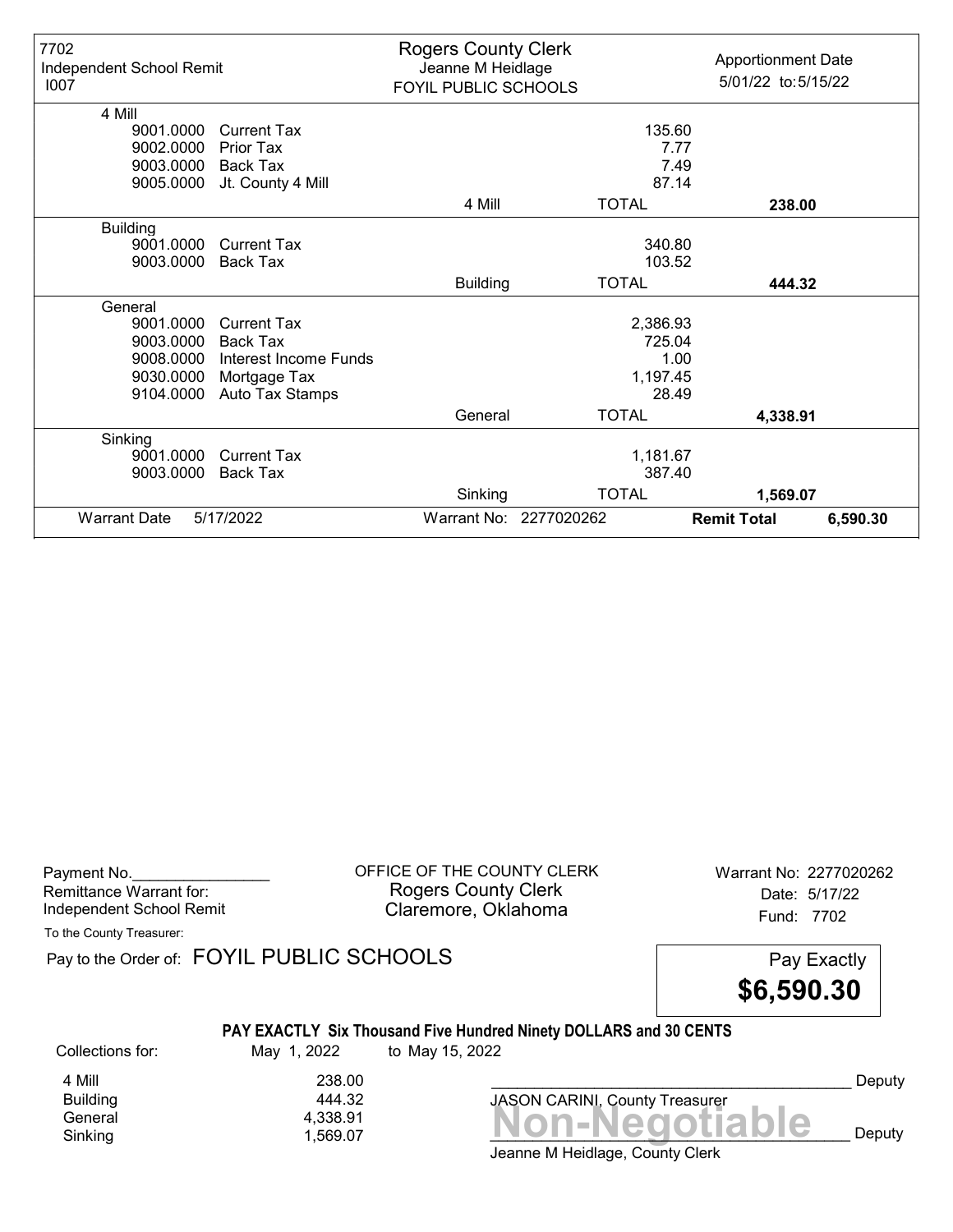| 7702 Independent School Remit I007 | Rogers County Clerk Jeanne M Heidlage FOYIL PUBLIC SCHOOLS | | Apportionment Date 5/01/22 to: 5/15/22 | |
|---|---|---|---|---|
| **4 Mill** | | | | |
| 9001.0000 Current Tax | | 135.60 | | |
| 9002.0000 Prior Tax | | 7.77 | | |
| 9003.0000 Back Tax | | 7.49 | | |
| 9005.0000 Jt. County 4 Mill | | 87.14 | | |
| | 4 Mill | TOTAL | **238.00** | |
| **Building** | | | | |
| 9001.0000 Current Tax | | 340.80 | | |
| 9003.0000 Back Tax | | 103.52 | | |
| | Building | TOTAL | **444.32** | |
| **General** | | | | |
| 9001.0000 Current Tax | | 2,386.93 | | |
| 9003.0000 Back Tax | | 725.04 | | |
| 9008.0000 Interest Income Funds | | 1.00 | | |
| 9030.0000 Mortgage Tax | | 1,197.45 | | |
| 9104.0000 Auto Tax Stamps | | 28.49 | | |
| | General | TOTAL | **4,338.91** | |
| **Sinking** | | | | |
| 9001.0000 Current Tax | | 1,181.67 | | |
| 9003.0000 Back Tax | | 387.40 | | |
| | Sinking | TOTAL | **1,569.07** | |
| Warrant Date 5/17/2022 | Warrant No: 2277020262 | | **Remit Total** | **6,590.30** |

Payment No.________________
Remittance Warrant for:
Independent School Remit

OFFICE OF THE COUNTY CLERK
Rogers County Clerk
Claremore, Oklahoma

Warrant No: 2277020262
Date: 5/17/22
Fund: 7702

To the County Treasurer:

Pay to the Order of: FOYIL PUBLIC SCHOOLS

Pay Exactly **$6,590.30**

**PAY EXACTLY Six Thousand Five Hundred Ninety DOLLARS and 30 CENTS**

| Collections for: | May 1, 2022 | to May 15, 2022 |
|---|---|---|
| 4 Mill | 238.00 | |
| Building | 444.32 | |
| General | 4,338.91 | |
| Sinking | 1,569.07 | |

__________________________________________ Deputy
JASON CARINI, County Treasurer

**Non-Negotiable**
__________________________________________ Deputy
Jeanne M Heidlage, County Clerk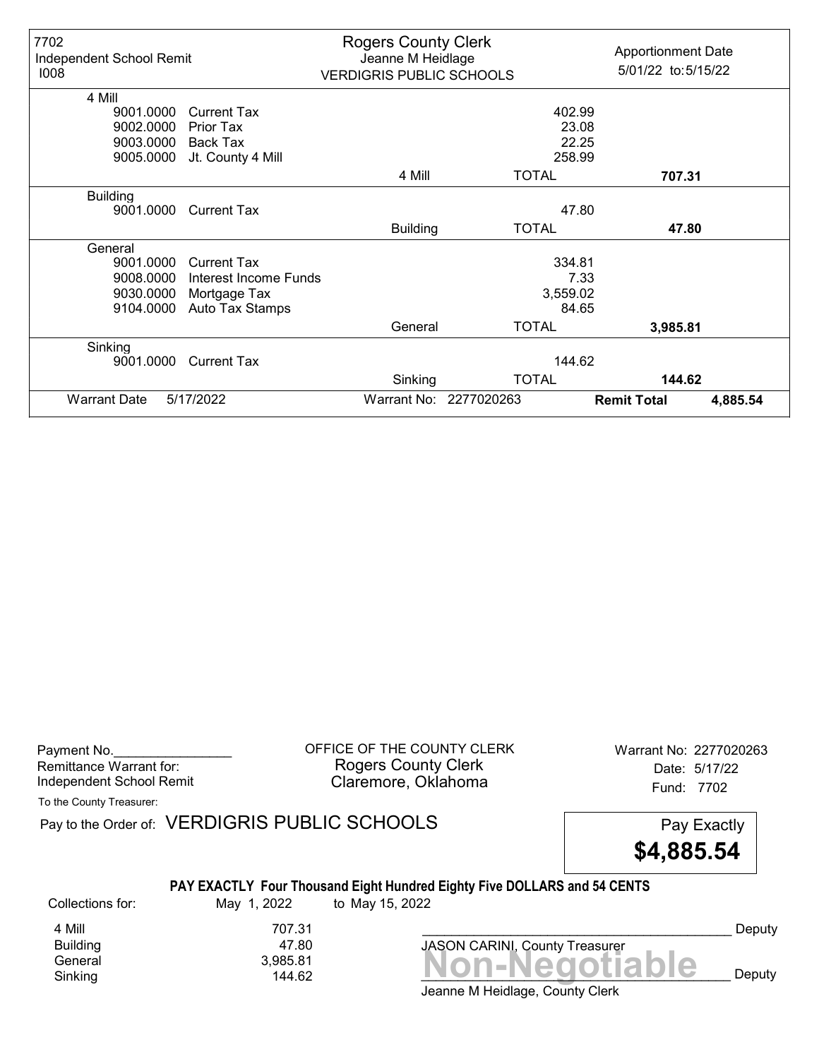| 7702 Independent School Remit I008 | Rogers County Clerk Jeanne M Heidlage VERDIGRIS PUBLIC SCHOOLS | | Apportionment Date 5/01/22 to: 5/15/22 |
|---|---|---|---|
| **4 Mill** | | | |
| 9001.0000 Current Tax | | 402.99 | |
| 9002.0000 Prior Tax | | 23.08 | |
| 9003.0000 Back Tax | | 22.25 | |
| 9005.0000 Jt. County 4 Mill | | 258.99 | |
| | 4 Mill | TOTAL | **707.31** |
| **Building** | | | |
| 9001.0000 Current Tax | | 47.80 | |
| | Building | TOTAL | **47.80** |
| **General** | | | |
| 9001.0000 Current Tax | | 334.81 | |
| 9008.0000 Interest Income Funds | | 7.33 | |
| 9030.0000 Mortgage Tax | | 3,559.02 | |
| 9104.0000 Auto Tax Stamps | | 84.65 | |
| | General | TOTAL | **3,985.81** |
| **Sinking** | | | |
| 9001.0000 Current Tax | | 144.62 | |
| | Sinking | TOTAL | **144.62** |
| Warrant Date 5/17/2022 | Warrant No: 2277020263 | | **Remit Total** **4,885.54** |

Payment No.________________

Remittance Warrant for:
Independent School Remit

OFFICE OF THE COUNTY CLERK
Rogers County Clerk
Claremore, Oklahoma

Warrant No: 2277020263
Date: 5/17/22
Fund: 7702

To the County Treasurer:

Pay to the Order of: VERDIGRIS PUBLIC SCHOOLS

Pay Exactly **$4,885.54**

**PAY EXACTLY Four Thousand Eight Hundred Eighty Five DOLLARS and 54 CENTS**

Collections for: May 1, 2022 to May 15, 2022

| | |
|---|---|
| 4 Mill | 707.31 |
| Building | 47.80 |
| General | 3,985.81 |
| Sinking | 144.62 |

_______________________________________ Deputy
JASON CARINI, County Treasurer

**Non-Negotiable**

_______________________________________ Deputy
Jeanne M Heidlage, County Clerk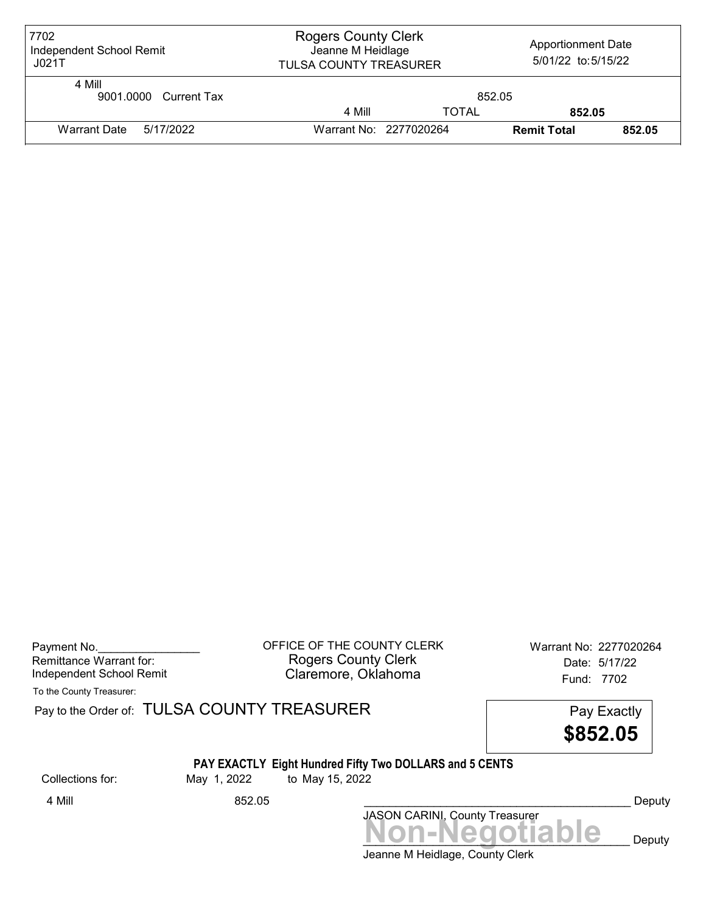| 7702 Independent School Remit J021T | Rogers County Clerk Jeanne M Heidlage TULSA COUNTY TREASURER | | Apportionment Date 5/01/22 to: 5/15/22 | |
|---|---|---|---|---|
| 4 Mill 9001.0000 Current Tax | | | 852.05 | |
| | 4 Mill | TOTAL | 852.05 | |
| Warrant Date 5/17/2022 | Warrant No: 2277020264 | | Remit Total | 852.05 |

Payment No.________________
Remittance Warrant for:
Independent School Remit

OFFICE OF THE COUNTY CLERK
Rogers County Clerk
Claremore, Oklahoma

Warrant No: 2277020264
Date: 5/17/22
Fund: 7702

To the County Treasurer:

Pay to the Order of: TULSA COUNTY TREASURER

Pay Exactly
**$852.05**

**PAY EXACTLY Eight Hundred Fifty Two DOLLARS and 5 CENTS**

Collections for: May 1, 2022 to May 15, 2022

4 Mill 852.05

___________________________________________ Deputy
JASON CARINI, County Treasurer

**Non-Negotiable**

___________________________________________ Deputy
Jeanne M Heidlage, County Clerk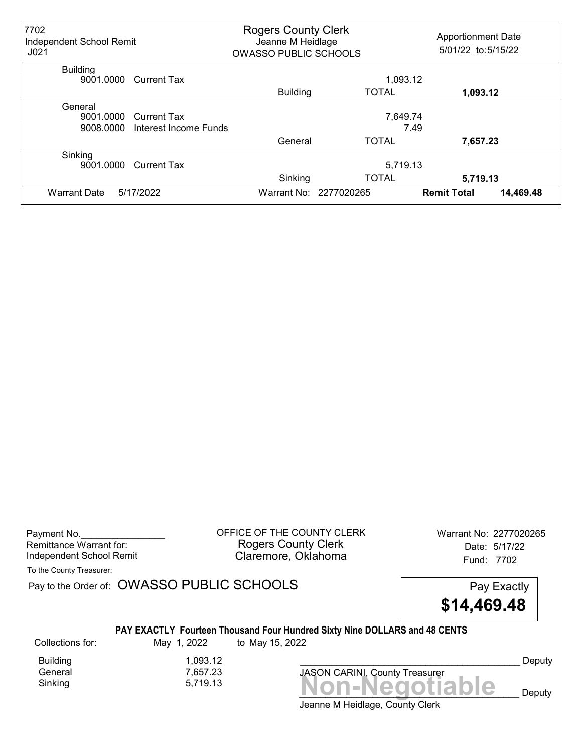| 7702 Independent School Remit J021 | Rogers County Clerk Jeanne M Heidlage OWASSO PUBLIC SCHOOLS | | Apportionment Date 5/01/22 to: 5/15/22 |
|---|---|---|---|
| **Building** | | | |
| 9001.0000 Current Tax | | 1,093.12 | |
| | Building | TOTAL | **1,093.12** |
| **General** | | | |
| 9001.0000 Current Tax | | 7,649.74 | |
| 9008.0000 Interest Income Funds | | 7.49 | |
| | General | TOTAL | **7,657.23** |
| **Sinking** | | | |
| 9001.0000 Current Tax | | 5,719.13 | |
| | Sinking | TOTAL | **5,719.13** |
| Warrant Date 5/17/2022 | Warrant No: 2277020265 | | **Remit Total** **14,469.48** |

Payment No.________________
Remittance Warrant for:
Independent School Remit

OFFICE OF THE COUNTY CLERK
Rogers County Clerk
Claremore, Oklahoma

Warrant No: 2277020265
Date: 5/17/22
Fund: 7702

To the County Treasurer:

Pay to the Order of: OWASSO PUBLIC SCHOOLS

Pay Exactly **$14,469.48**

**PAY EXACTLY Fourteen Thousand Four Hundred Sixty Nine DOLLARS and 48 CENTS**

Collections for: May 1, 2022 to May 15, 2022

| | |
|---|---|
| Building | 1,093.12 |
| General | 7,657.23 |
| Sinking | 5,719.13 |

_____________________________________________ Deputy
JASON CARINI, County Treasurer

**Non-Negotiable**

_____________________________________________ Deputy
Jeanne M Heidlage, County Clerk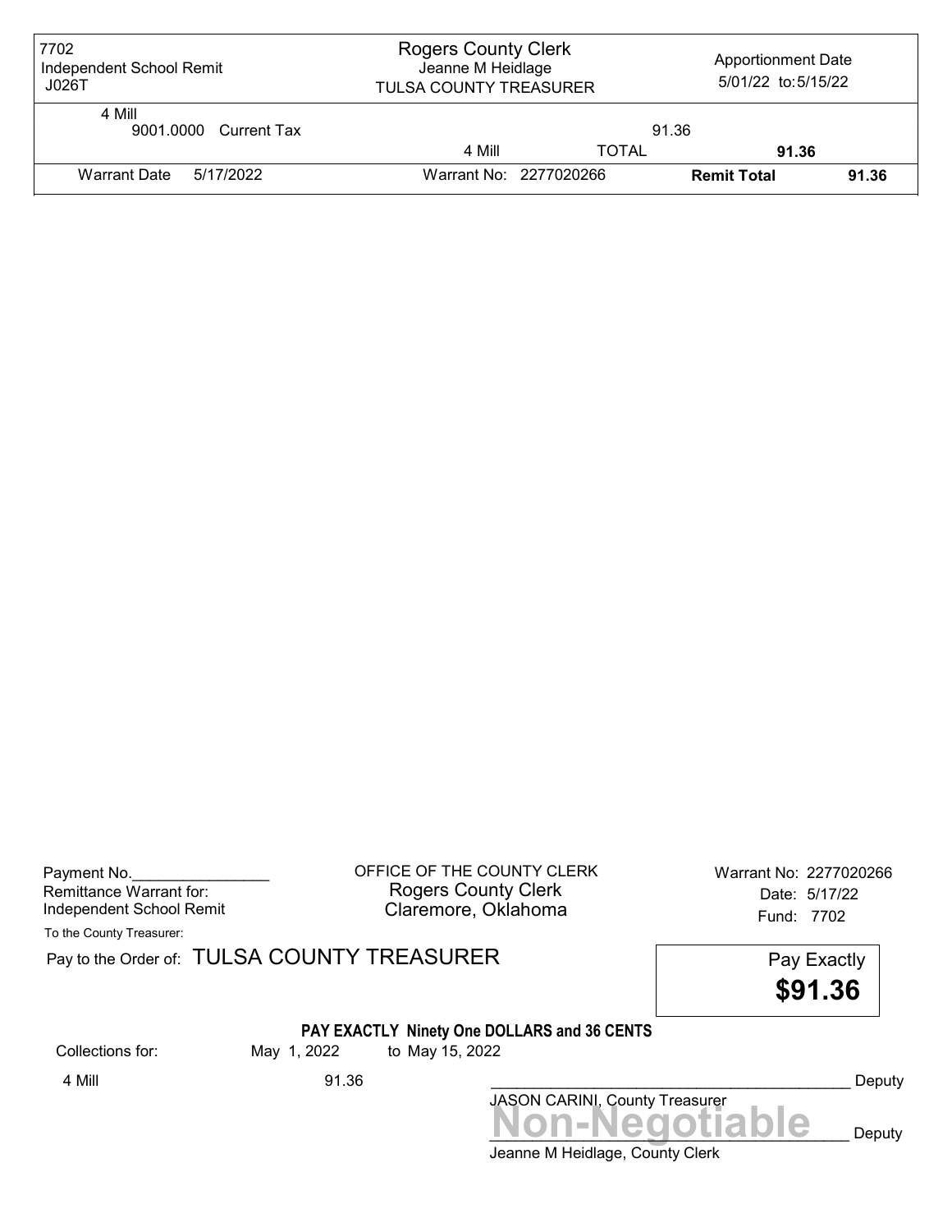| 7702 Independent School Remit J026T | Rogers County Clerk Jeanne M Heidlage TULSA COUNTY TREASURER | | Apportionment Date 5/01/22 to: 5/15/22 |
|---|---|---|---|
| 4 Mill | | | |
| 9001.0000 Current Tax | | | 91.36 |
| | 4 Mill | TOTAL | **91.36** |
| Warrant Date 5/17/2022 | Warrant No: 2277020266 | **Remit Total** | **91.36** |

Payment No.________________
Remittance Warrant for:
Independent School Remit

OFFICE OF THE COUNTY CLERK
Rogers County Clerk
Claremore, Oklahoma

Warrant No: 2277020266
Date: 5/17/22
Fund: 7702

To the County Treasurer:

Pay to the Order of: TULSA COUNTY TREASURER

Pay Exactly
**$91.36**

**PAY EXACTLY Ninety One DOLLARS and 36 CENTS**

Collections for: May 1, 2022 to May 15, 2022

4 Mill 91.36

__________________________________________ Deputy
JASON CARINI, County Treasurer

**Non-Negotiable**
__________________________________________ Deputy
Jeanne M Heidlage, County Clerk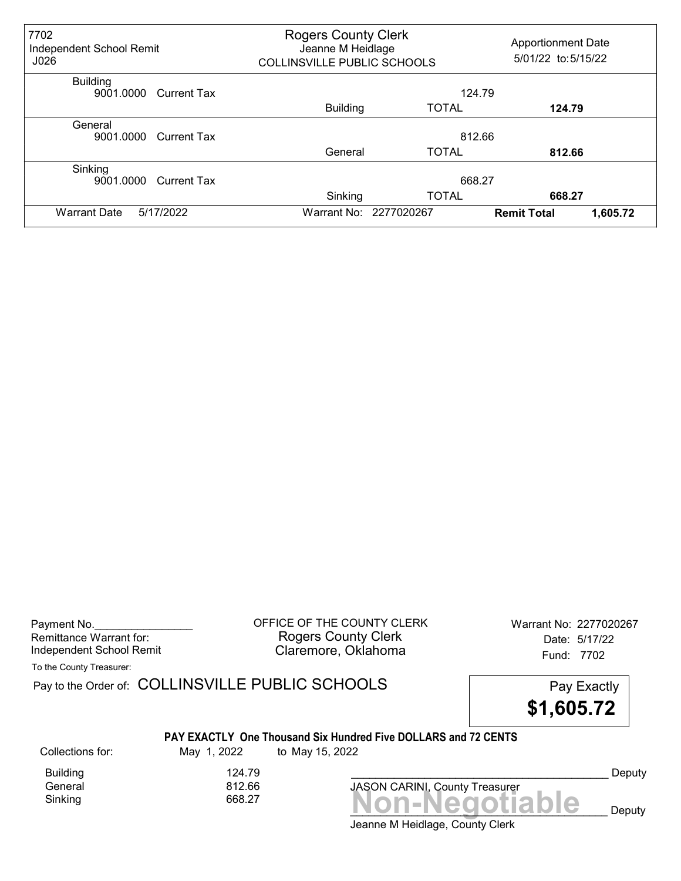| 7702 Independent School Remit J026 | Rogers County Clerk Jeanne M Heidlage COLLINSVILLE PUBLIC SCHOOLS | | Apportionment Date 5/01/22 to: 5/15/22 |
|---|---|---|---|
| **Building** | | | |
| 9001.0000 Current Tax | | 124.79 | |
| | Building | TOTAL | **124.79** |
| **General** | | | |
| 9001.0000 Current Tax | | 812.66 | |
| | General | TOTAL | **812.66** |
| **Sinking** | | | |
| 9001.0000 Current Tax | | 668.27 | |
| | Sinking | TOTAL | **668.27** |
| Warrant Date 5/17/2022 | Warrant No: 2277020267 | | **Remit Total** 1,605.72 |

Payment No.________________
Remittance Warrant for:
Independent School Remit

OFFICE OF THE COUNTY CLERK
Rogers County Clerk
Claremore, Oklahoma

Warrant No: 2277020267
Date: 5/17/22
Fund: 7702

To the County Treasurer:

Pay to the Order of: COLLINSVILLE PUBLIC SCHOOLS

Pay Exactly
**$1,605.72**

**PAY EXACTLY One Thousand Six Hundred Five DOLLARS and 72 CENTS**

| Collections for: | May 1, 2022 | to May 15, 2022 |
|---|---|---|
| Building | 124.79 | |
| General | 812.66 | |
| Sinking | 668.27 | |

_______________________________________ Deputy
JASON CARINI, County Treasurer

**Non-Negotiable**

_______________________________________ Deputy
Jeanne M Heidlage, County Clerk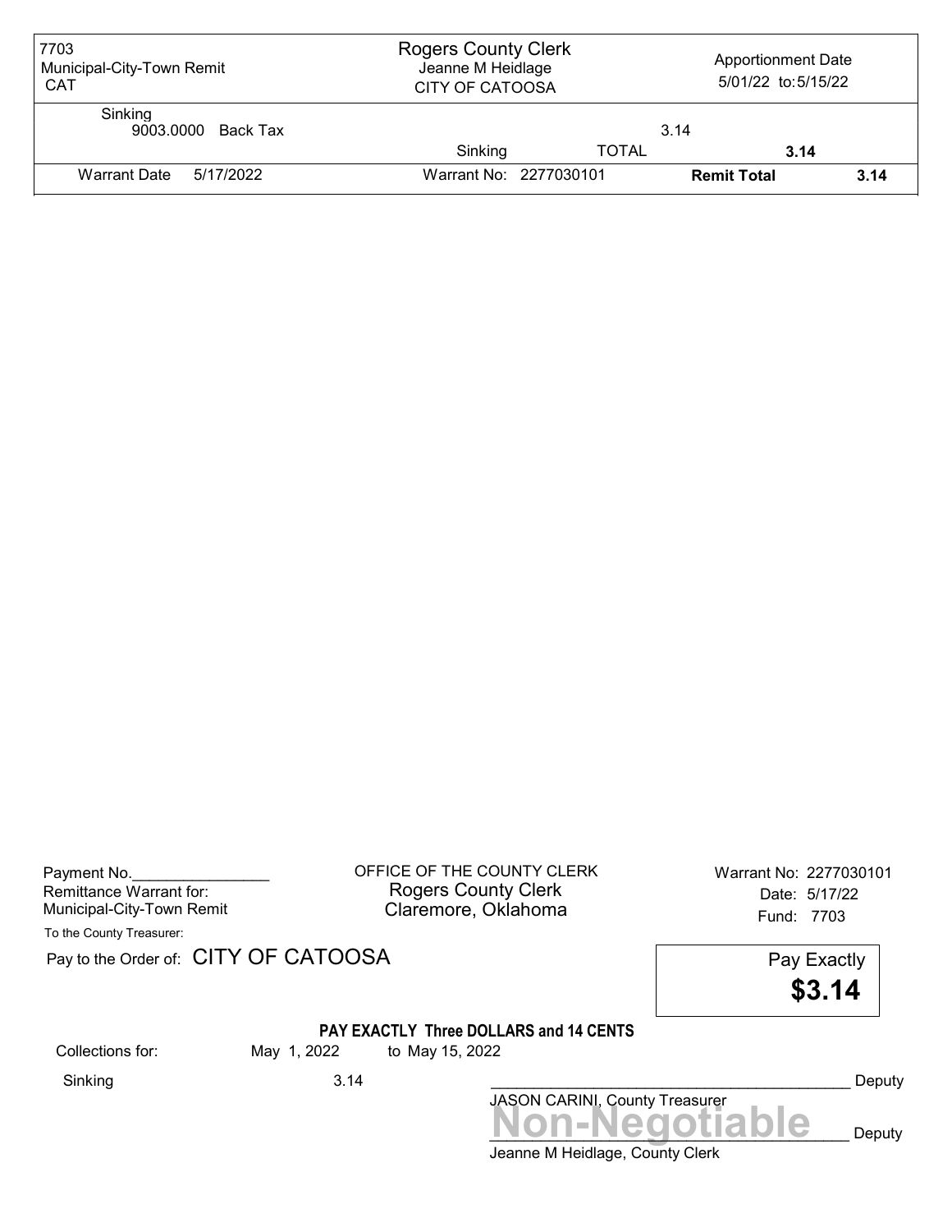| 7703 Municipal-City-Town Remit CAT | Rogers County Clerk Jeanne M Heidlage CITY OF CATOOSA | | Apportionment Date 5/01/22 to: 5/15/22 | |
|---|---|---|---|---|
| Sinking 9003.0000 Back Tax | | | 3.14 | |
| | Sinking | TOTAL | **3.14** | |
| Warrant Date 5/17/2022 | Warrant No: 2277030101 | | **Remit Total** | **3.14** |

Payment No.________________
Remittance Warrant for:
Municipal-City-Town Remit

OFFICE OF THE COUNTY CLERK
Rogers County Clerk
Claremore, Oklahoma

Warrant No: 2277030101
Date: 5/17/22
Fund: 7703

To the County Treasurer:

Pay to the Order of: CITY OF CATOOSA

Pay Exactly
**$3.14**

**PAY EXACTLY Three DOLLARS and 14 CENTS**

Collections for: May 1, 2022 to May 15, 2022

Sinking 3.14

__________________________________________ Deputy
JASON CARINI, County Treasurer

**Non-Negotiable**
__________________________________________ Deputy
Jeanne M Heidlage, County Clerk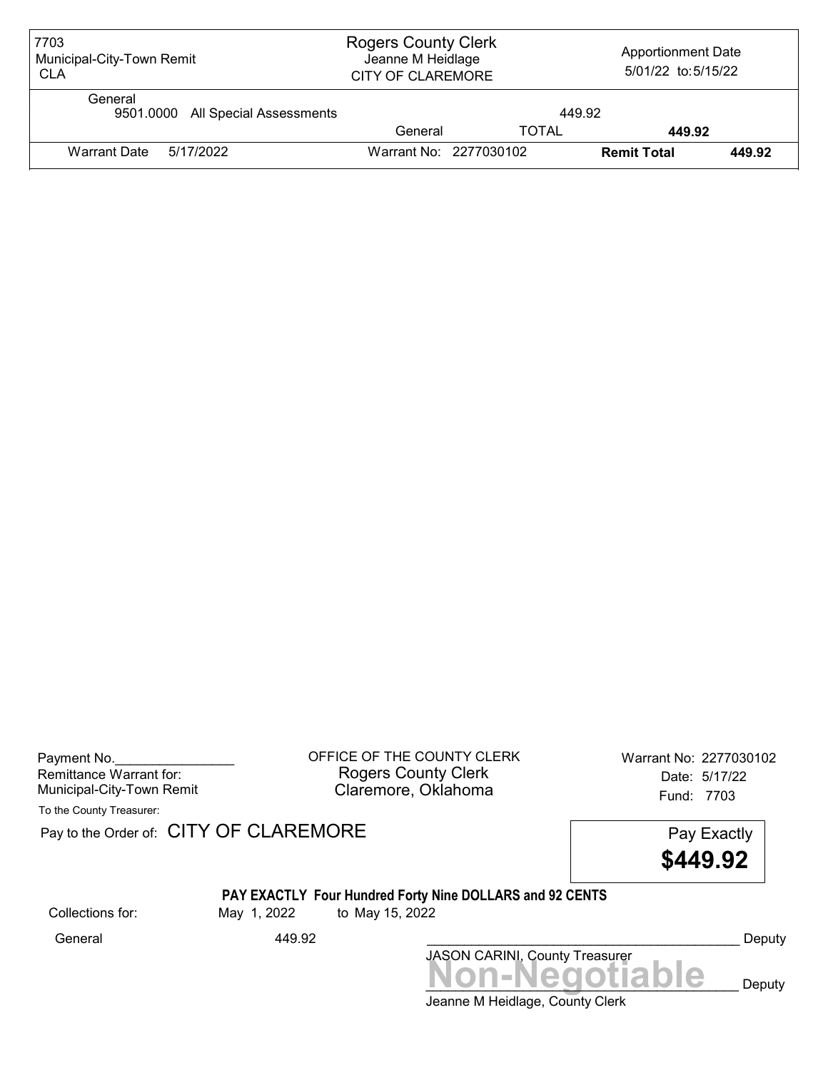| 7703 Municipal-City-Town Remit CLA | Rogers County Clerk Jeanne M Heidlage CITY OF CLAREMORE | Apportionment Date 5/01/22 to: 5/15/22 |
|---|---|---|

General

| | | | |
|---|---|---|---|
| 9501.0000 All Special Assessments | | 449.92 | |
| | General | TOTAL | **449.92** |
| Warrant Date 5/17/2022 | Warrant No: 2277030102 | **Remit Total** | **449.92** |

Payment No.________________
Remittance Warrant for:
Municipal-City-Town Remit

OFFICE OF THE COUNTY CLERK
Rogers County Clerk
Claremore, Oklahoma

Warrant No: 2277030102
Date: 5/17/22
Fund: 7703

To the County Treasurer:

Pay to the Order of: CITY OF CLAREMORE

Pay Exactly
**$449.92**

**PAY EXACTLY Four Hundred Forty Nine DOLLARS and 92 CENTS**

Collections for: May 1, 2022 to May 15, 2022

General 449.92

__________________________________________ Deputy
JASON CARINI, County Treasurer

**Non-Negotiable**

__________________________________________ Deputy
Jeanne M Heidlage, County Clerk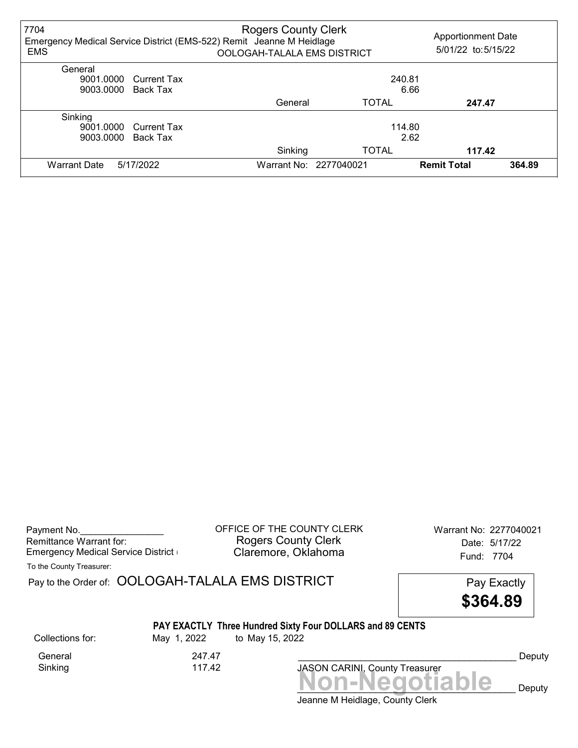| 7704<br>Emergency Medical Service District (EMS-522) Remit<br>EMS | Rogers County Clerk<br>Jeanne M Heidlage<br>OOLOGAH-TALALA EMS DISTRICT | | Apportionment Date<br>5/01/22 to: 5/15/22 | |
|---|---|---|---|---|
| General | | | | |
| 9001.0000 Current Tax | | 240.81 | | |
| 9003.0000 Back Tax | | 6.66 | | |
| | General | TOTAL | **247.47** | |
| Sinking | | | | |
| 9001.0000 Current Tax | | 114.80 | | |
| 9003.0000 Back Tax | | 2.62 | | |
| | Sinking | TOTAL | **117.42** | |
| Warrant Date 5/17/2022 | Warrant No: 2277040021 | | **Remit Total** | **364.89** |

Payment No.________________
Remittance Warrant for:
Emergency Medical Service District (

OFFICE OF THE COUNTY CLERK
Rogers County Clerk
Claremore, Oklahoma

Warrant No: 2277040021
Date: 5/17/22
Fund: 7704

To the County Treasurer:

Pay to the Order of: OOLOGAH-TALALA EMS DISTRICT

Pay Exactly
**$364.89**

**PAY EXACTLY Three Hundred Sixty Four DOLLARS and 89 CENTS**

Collections for: May 1, 2022 to May 15, 2022

| | |
|---|---|
| General | 247.47 |
| Sinking | 117.42 |

_________________________________________ Deputy
JASON CARINI, County Treasurer

**Non-Negotiable**

_________________________________________ Deputy
Jeanne M Heidlage, County Clerk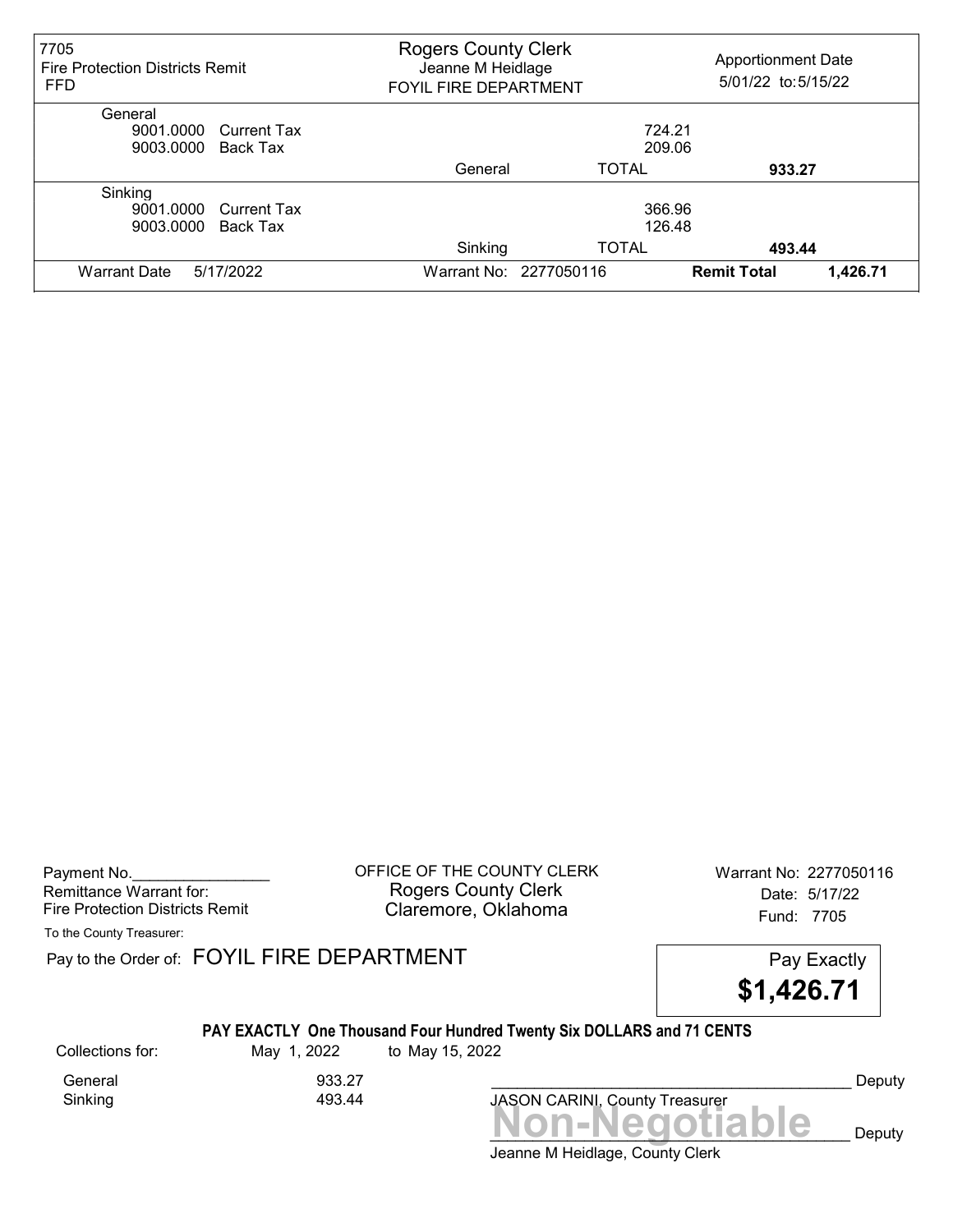| 7705 Fire Protection Districts Remit FFD | | Rogers County Clerk Jeanne M Heidlage FOYIL FIRE DEPARTMENT | | Apportionment Date 5/01/22 to: 5/15/22 | |
|---|---|---|---|---|---|
| General | | | | | |
| 9001.0000 | Current Tax | | 724.21 | | |
| 9003.0000 | Back Tax | | 209.06 | | |
| | | General | TOTAL | **933.27** | |
| Sinking | | | | | |
| 9001.0000 | Current Tax | | 366.96 | | |
| 9003.0000 | Back Tax | | 126.48 | | |
| | | Sinking | TOTAL | **493.44** | |
| Warrant Date | 5/17/2022 | Warrant No: 2277050116 | | **Remit Total** | **1,426.71** |

Payment No.________________
Remittance Warrant for:
Fire Protection Districts Remit

OFFICE OF THE COUNTY CLERK
Rogers County Clerk
Claremore, Oklahoma

Warrant No: 2277050116
Date: 5/17/22
Fund: 7705

To the County Treasurer:

Pay to the Order of: FOYIL FIRE DEPARTMENT

Pay Exactly
**$1,426.71**

**PAY EXACTLY One Thousand Four Hundred Twenty Six DOLLARS and 71 CENTS**

| Collections for: | May 1, 2022 | to May 15, 2022 |
|---|---|---|
| General | 933.27 | |
| Sinking | 493.44 | |

__________________________________________ Deputy
JASON CARINI, County Treasurer

**Non-Negotiable**
__________________________________________ Deputy
Jeanne M Heidlage, County Clerk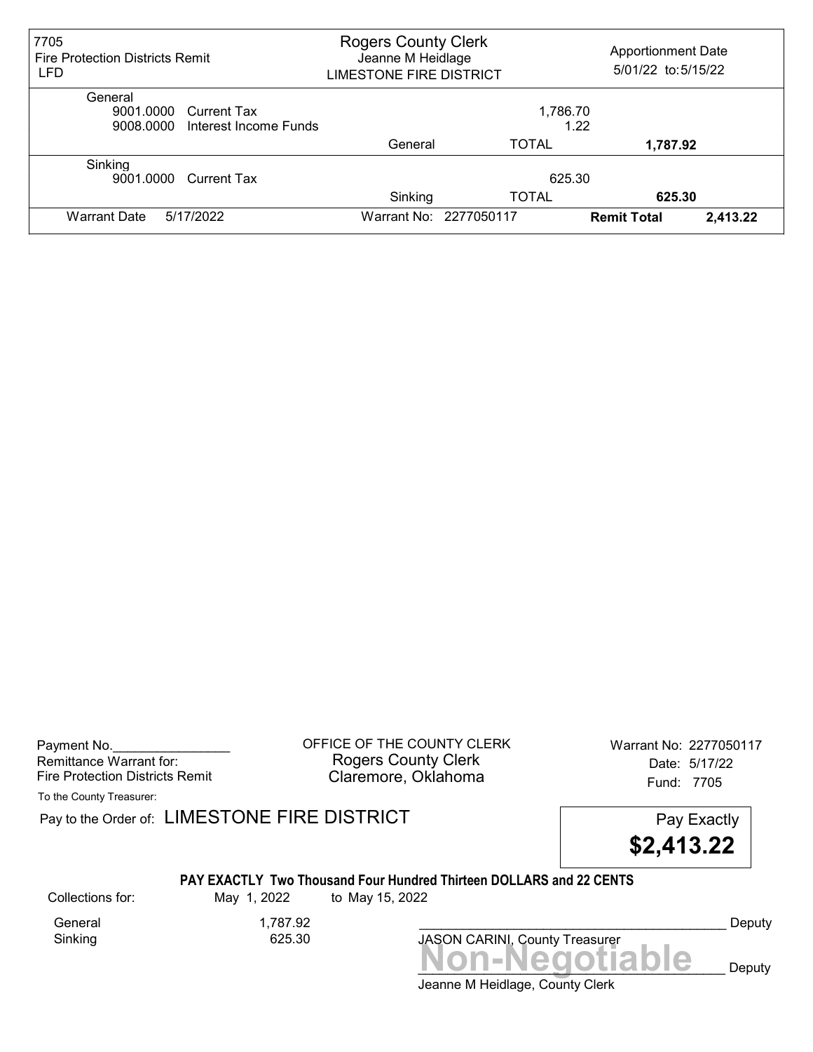| 7705 Fire Protection Districts Remit LFD | Rogers County Clerk Jeanne M Heidlage LIMESTONE FIRE DISTRICT | | Apportionment Date 5/01/22 to: 5/15/22 | |
|---|---|---|---|---|
| General | | | | |
| 9001.0000 Current Tax | | 1,786.70 | | |
| 9008.0000 Interest Income Funds | | 1.22 | | |
| | General | TOTAL | 1,787.92 | |
| Sinking | | | | |
| 9001.0000 Current Tax | | 625.30 | | |
| | Sinking | TOTAL | 625.30 | |
| Warrant Date 5/17/2022 | Warrant No: 2277050117 | | **Remit Total** | **2,413.22** |

Payment No.________________
Remittance Warrant for:
Fire Protection Districts Remit

OFFICE OF THE COUNTY CLERK
Rogers County Clerk
Claremore, Oklahoma

Warrant No: 2277050117
Date: 5/17/22
Fund: 7705

To the County Treasurer:

Pay to the Order of: LIMESTONE FIRE DISTRICT

Pay Exactly **$2,413.22**

**PAY EXACTLY Two Thousand Four Hundred Thirteen DOLLARS and 22 CENTS**

| Collections for: | May 1, 2022 | to May 15, 2022 |
|---|---|---|
| General | 1,787.92 | |
| Sinking | 625.30 | |

__________________________________________ Deputy
JASON CARINI, County Treasurer

**Non-Negotiable**
__________________________________________ Deputy
Jeanne M Heidlage, County Clerk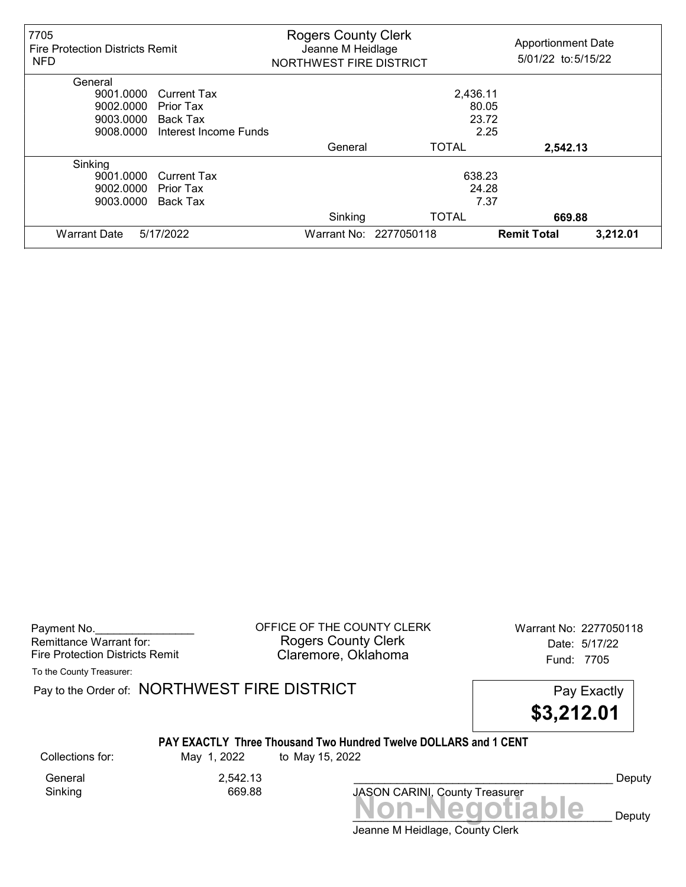| 7705 Fire Protection Districts Remit NFD | Rogers County Clerk Jeanne M Heidlage NORTHWEST FIRE DISTRICT | | Apportionment Date 5/01/22 to: 5/15/22 |
|---|---|---|---|
| **General** | | | |
| 9001.0000 Current Tax | | 2,436.11 | |
| 9002.0000 Prior Tax | | 80.05 | |
| 9003.0000 Back Tax | | 23.72 | |
| 9008.0000 Interest Income Funds | | 2.25 | |
| | General | TOTAL | **2,542.13** |
| **Sinking** | | | |
| 9001.0000 Current Tax | | 638.23 | |
| 9002.0000 Prior Tax | | 24.28 | |
| 9003.0000 Back Tax | | 7.37 | |
| | Sinking | TOTAL | **669.88** |
| Warrant Date 5/17/2022 | Warrant No: 2277050118 | **Remit Total** | **3,212.01** |

Payment No.________________
Remittance Warrant for:
Fire Protection Districts Remit

OFFICE OF THE COUNTY CLERK
Rogers County Clerk
Claremore, Oklahoma

Warrant No: 2277050118
Date: 5/17/22
Fund: 7705

To the County Treasurer:

Pay to the Order of: NORTHWEST FIRE DISTRICT

Pay Exactly **$3,212.01**

**PAY EXACTLY Three Thousand Two Hundred Twelve DOLLARS and 1 CENT**

Collections for: May 1, 2022 to May 15, 2022

| | |
|---|---|
| General | 2,542.13 |
| Sinking | 669.88 |

_______________________________________ Deputy
JASON CARINI, County Treasurer

**Non-Negotiable**

_______________________________________ Deputy
Jeanne M Heidlage, County Clerk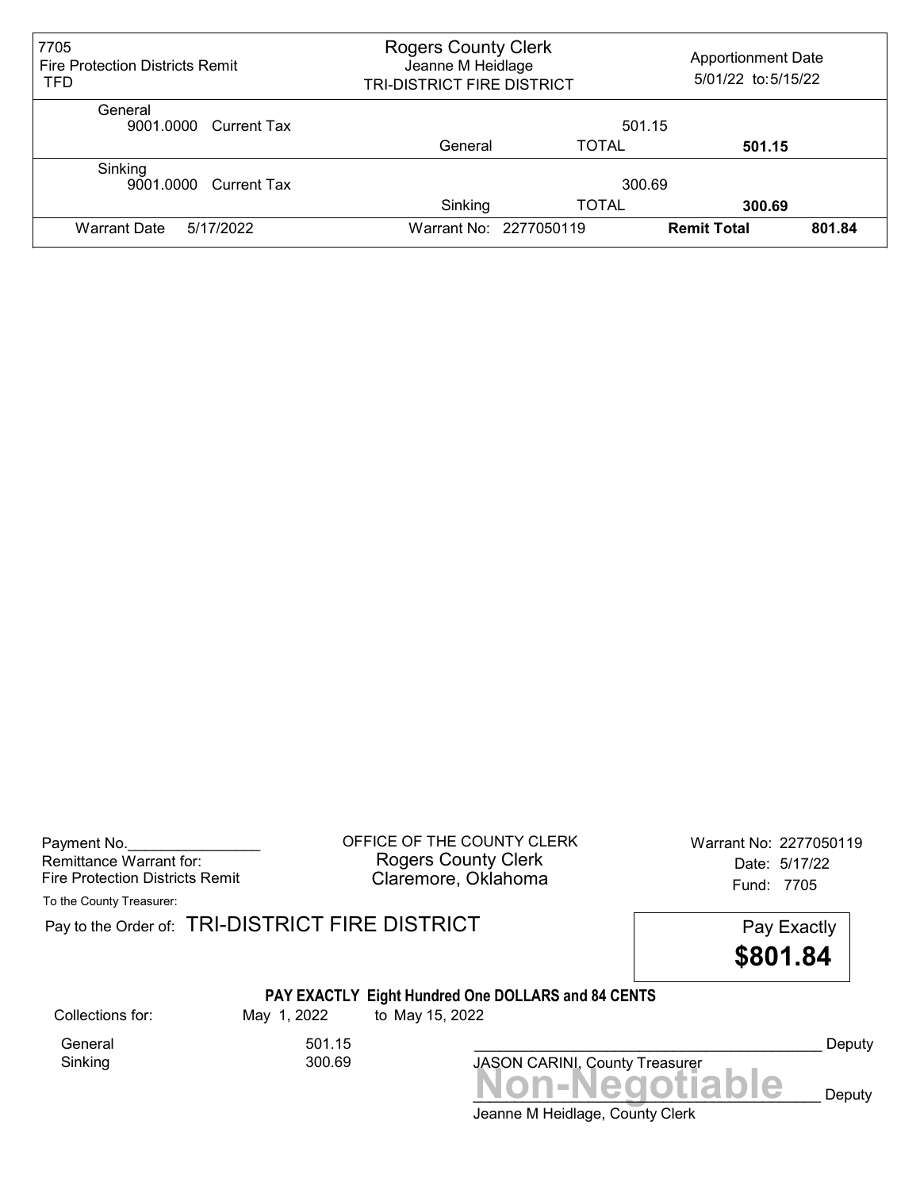| 7705 Fire Protection Districts Remit TFD | Rogers County Clerk Jeanne M Heidlage TRI-DISTRICT FIRE DISTRICT | | Apportionment Date 5/01/22 to: 5/15/22 | |
|---|---|---|---|---|
| General | | | | |
| 9001.0000 Current Tax | | 501.15 | | |
| | General | TOTAL | **501.15** | |
| Sinking | | | | |
| 9001.0000 Current Tax | | 300.69 | | |
| | Sinking | TOTAL | **300.69** | |
| Warrant Date 5/17/2022 | Warrant No: 2277050119 | | **Remit Total** | **801.84** |

Payment No.________________
Remittance Warrant for:
Fire Protection Districts Remit

OFFICE OF THE COUNTY CLERK
Rogers County Clerk
Claremore, Oklahoma

Warrant No: 2277050119
Date: 5/17/22
Fund: 7705

To the County Treasurer:

Pay to the Order of: TRI-DISTRICT FIRE DISTRICT

Pay Exactly
**$801.84**

**PAY EXACTLY Eight Hundred One DOLLARS and 84 CENTS**

Collections for: May 1, 2022 to May 15, 2022

| | |
|---|---|
| General | 501.15 |
| Sinking | 300.69 |

__________________________________________ Deputy
JASON CARINI, County Treasurer

**Non-Negotiable**

__________________________________________ Deputy
Jeanne M Heidlage, County Clerk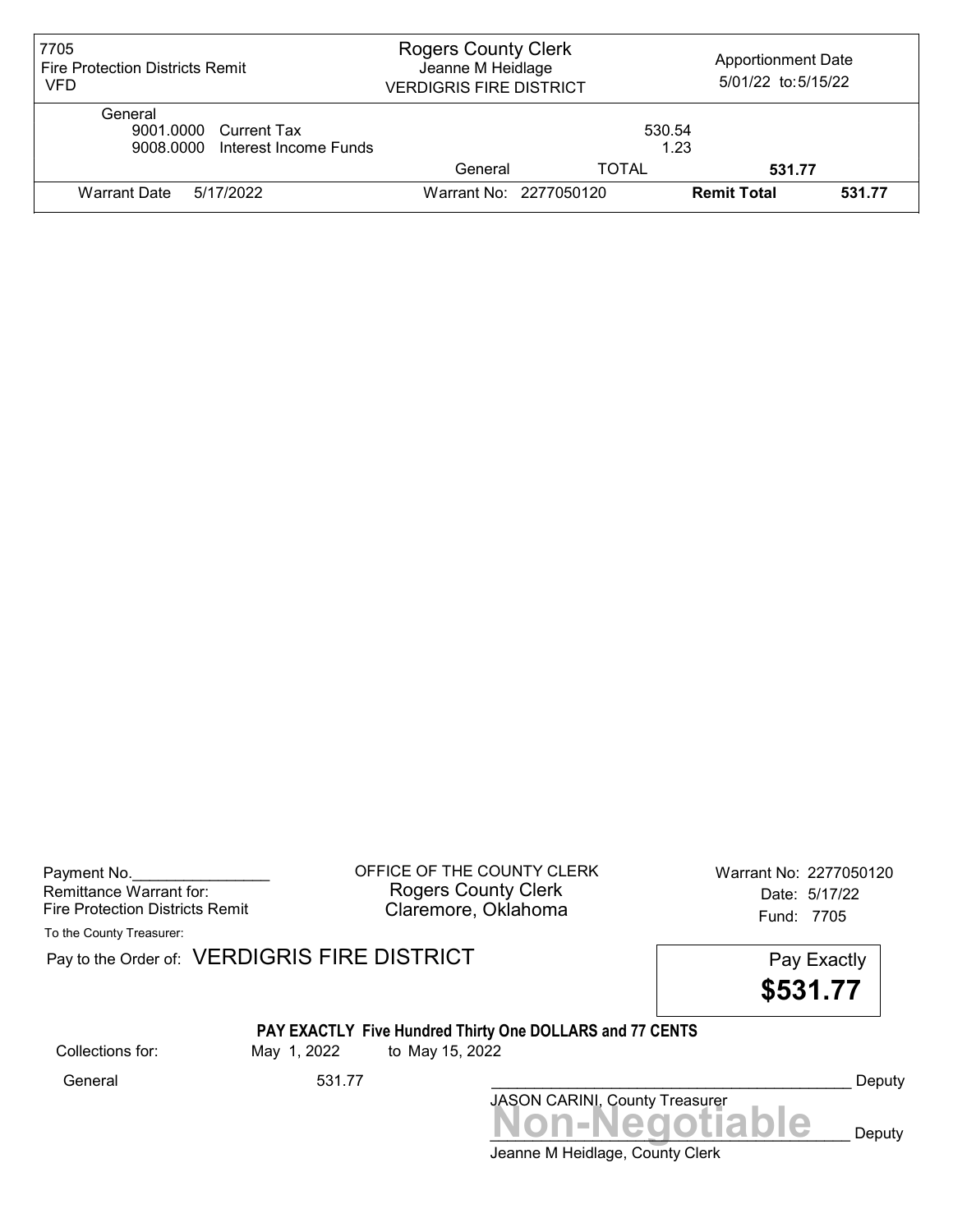| 7705 Fire Protection Districts Remit VFD | Rogers County Clerk Jeanne M Heidlage VERDIGRIS FIRE DISTRICT | | Apportionment Date 5/01/22 to: 5/15/22 | |
|---|---|---|---|---|
| General | | | | |
| 9001.0000 Current Tax | | 530.54 | | |
| 9008.0000 Interest Income Funds | | 1.23 | | |
| | General | TOTAL | **531.77** | |
| Warrant Date 5/17/2022 | Warrant No: 2277050120 | | **Remit Total** | **531.77** |

Payment No.________________
Remittance Warrant for:
Fire Protection Districts Remit

OFFICE OF THE COUNTY CLERK
Rogers County Clerk
Claremore, Oklahoma

Warrant No: 2277050120
Date: 5/17/22
Fund: 7705

To the County Treasurer:

Pay to the Order of: VERDIGRIS FIRE DISTRICT

Pay Exactly
**$531.77**

**PAY EXACTLY Five Hundred Thirty One DOLLARS and 77 CENTS**

Collections for: May 1, 2022 to May 15, 2022

General 531.77

_________________________________________ Deputy
JASON CARINI, County Treasurer

**Non-Negotiable**

_________________________________________ Deputy
Jeanne M Heidlage, County Clerk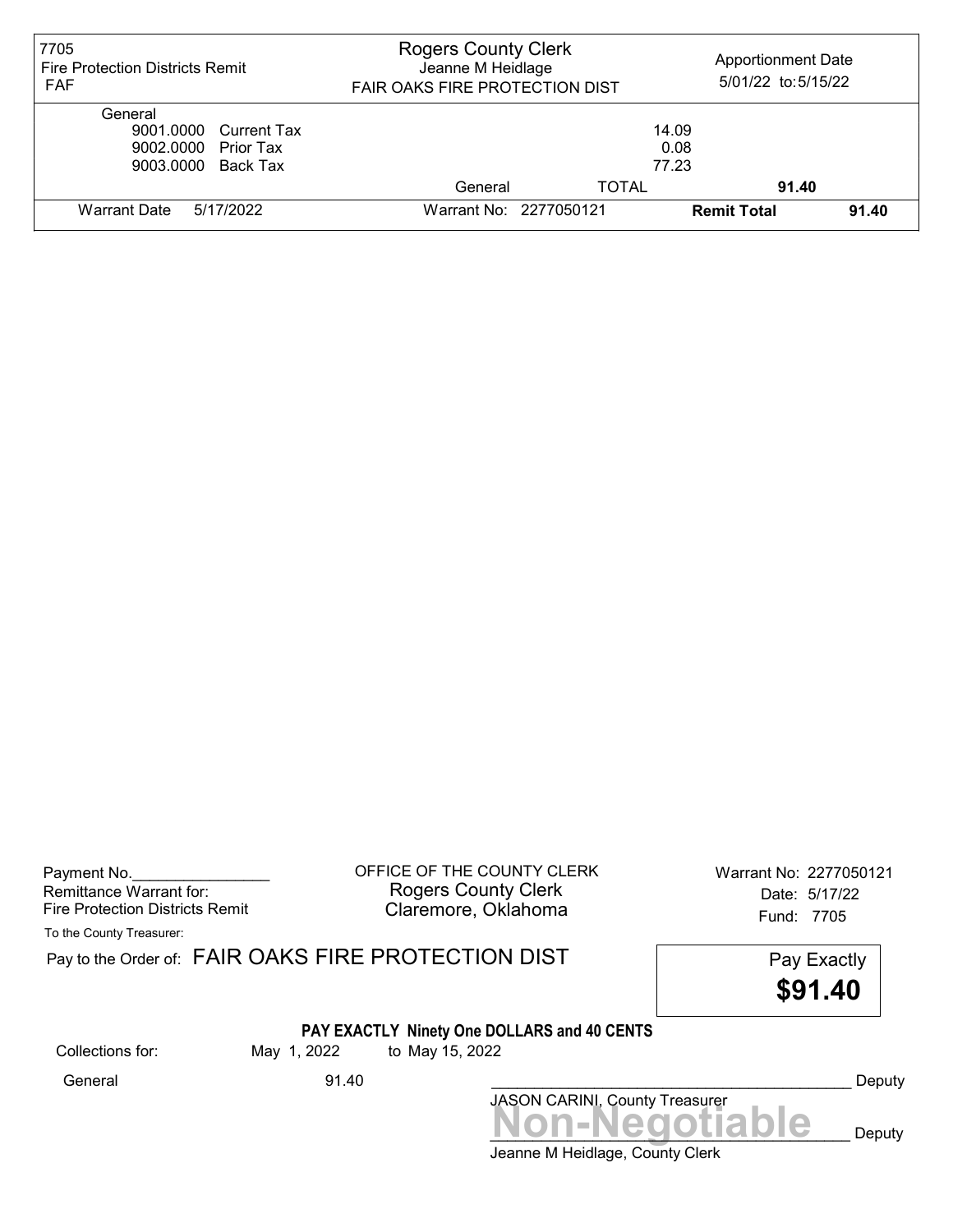| 7705 Fire Protection Districts Remit FAF | Rogers County Clerk Jeanne M Heidlage FAIR OAKS FIRE PROTECTION DIST | Apportionment Date 5/01/22 to: 5/15/22 |
|---|---|---|

General

| | | | |
|---|---|---|---|
| 9001.0000 | Current Tax | 14.09 | |
| 9002.0000 | Prior Tax | 0.08 | |
| 9003.0000 | Back Tax | 77.23 | |
| | General | TOTAL | **91.40** |

| Warrant Date | 5/17/2022 | Warrant No: 2277050121 | **Remit Total** | **91.40** |
|---|---|---|---|---|

Payment No.________________
Remittance Warrant for:
Fire Protection Districts Remit

OFFICE OF THE COUNTY CLERK
Rogers County Clerk
Claremore, Oklahoma

Warrant No: 2277050121
Date: 5/17/22
Fund: 7705

To the County Treasurer:

Pay to the Order of: FAIR OAKS FIRE PROTECTION DIST

Pay Exactly
**$91.40**

**PAY EXACTLY Ninety One DOLLARS and 40 CENTS**

Collections for: May 1, 2022 to May 15, 2022

General 91.40

________________________________________ Deputy
JASON CARINI, County Treasurer

**Non-Negotiable**

________________________________________ Deputy
Jeanne M Heidlage, County Clerk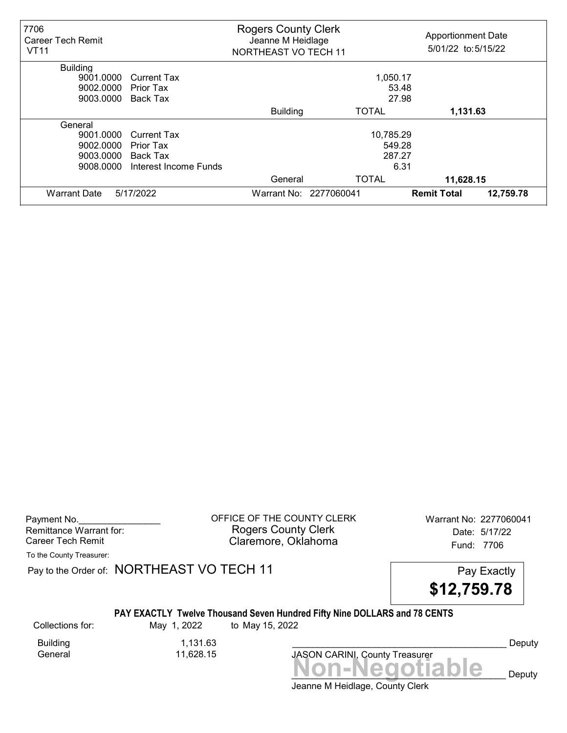| 7706 Career Tech Remit VT11 | Rogers County Clerk Jeanne M Heidlage NORTHEAST VO TECH 11 | | Apportionment Date 5/01/22 to: 5/15/22 |
|---|---|---|---|
| **Building** | | | |
| 9001.0000 Current Tax | | 1,050.17 | |
| 9002.0000 Prior Tax | | 53.48 | |
| 9003.0000 Back Tax | | 27.98 | |
| | Building | TOTAL | **1,131.63** |
| **General** | | | |
| 9001.0000 Current Tax | | 10,785.29 | |
| 9002.0000 Prior Tax | | 549.28 | |
| 9003.0000 Back Tax | | 287.27 | |
| 9008.0000 Interest Income Funds | | 6.31 | |
| | General | TOTAL | **11,628.15** |
| Warrant Date 5/17/2022 | Warrant No: 2277060041 | **Remit Total** | **12,759.78** |

Payment No.________________
Remittance Warrant for:
Career Tech Remit

OFFICE OF THE COUNTY CLERK
Rogers County Clerk
Claremore, Oklahoma

Warrant No: 2277060041
Date: 5/17/22
Fund: 7706

To the County Treasurer:

Pay to the Order of: NORTHEAST VO TECH 11

Pay Exactly
**$12,759.78**

**PAY EXACTLY Twelve Thousand Seven Hundred Fifty Nine DOLLARS and 78 CENTS**

Collections for: May 1, 2022 to May 15, 2022

| | |
|---|---|
| Building | 1,131.63 |
| General | 11,628.15 |

__________________________________________ Deputy
JASON CARINI, County Treasurer

**Non-Negotiable**

__________________________________________ Deputy
Jeanne M Heidlage, County Clerk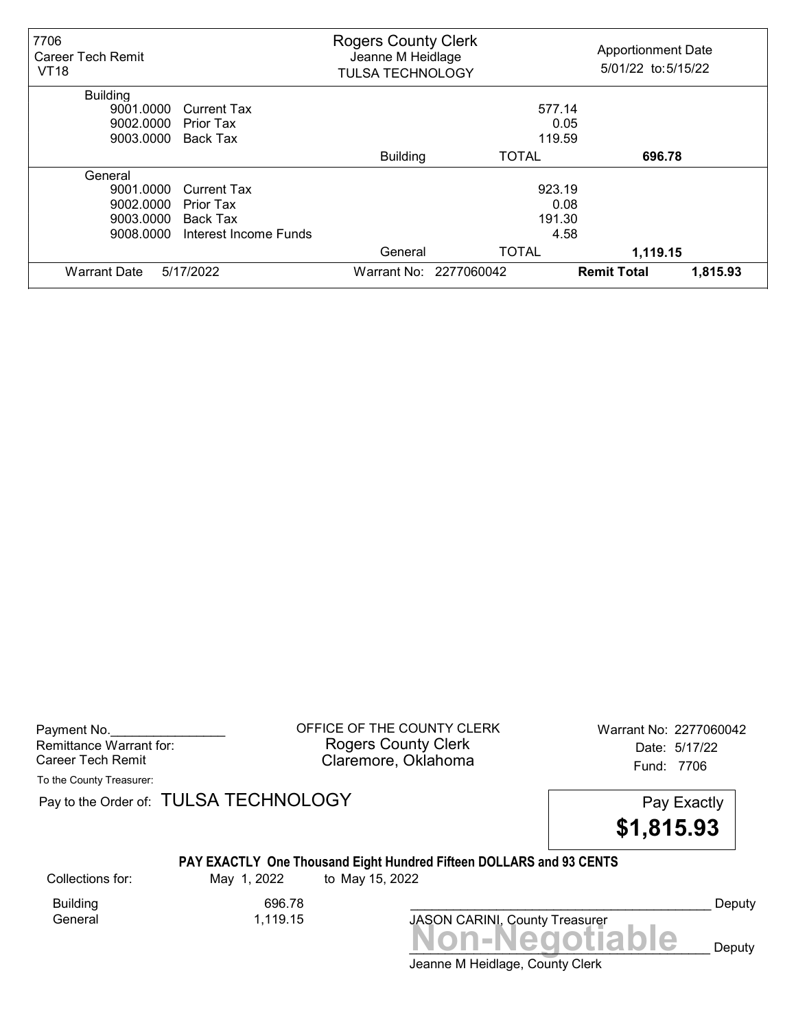| 7706 Career Tech Remit VT18 | Rogers County Clerk Jeanne M Heidlage TULSA TECHNOLOGY | | Apportionment Date 5/01/22 to: 5/15/22 |
|---|---|---|---|
| **Building** | | | |
| 9001.0000 Current Tax | | 577.14 | |
| 9002.0000 Prior Tax | | 0.05 | |
| 9003.0000 Back Tax | | 119.59 | |
| | Building | TOTAL | **696.78** |
| **General** | | | |
| 9001.0000 Current Tax | | 923.19 | |
| 9002.0000 Prior Tax | | 0.08 | |
| 9003.0000 Back Tax | | 191.30 | |
| 9008.0000 Interest Income Funds | | 4.58 | |
| | General | TOTAL | **1,119.15** |
| Warrant Date 5/17/2022 | Warrant No: 2277060042 | **Remit Total** | **1,815.93** |

Payment No.________________
Remittance Warrant for:
Career Tech Remit

OFFICE OF THE COUNTY CLERK
Rogers County Clerk
Claremore, Oklahoma

Warrant No: 2277060042
Date: 5/17/22
Fund: 7706

To the County Treasurer:

Pay to the Order of: TULSA TECHNOLOGY

Pay Exactly
**$1,815.93**

**PAY EXACTLY One Thousand Eight Hundred Fifteen DOLLARS and 93 CENTS**

| Collections for: | May 1, 2022 | to May 15, 2022 |
|---|---|---|
| Building | 696.78 | |
| General | 1,119.15 | |

___________________________________________ Deputy
JASON CARINI, County Treasurer

**Non-Negotiable**
___________________________________________ Deputy
Jeanne M Heidlage, County Clerk